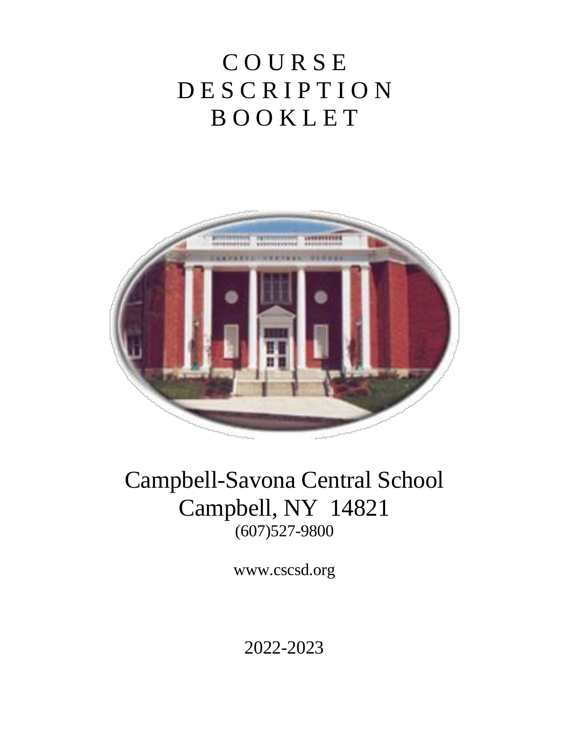# COURSE DESCRIPTION BOOKLET

Campbell-Savona Central School
Campbell, NY 14821
(607)527-9800

www.cscsd.org

2022-2023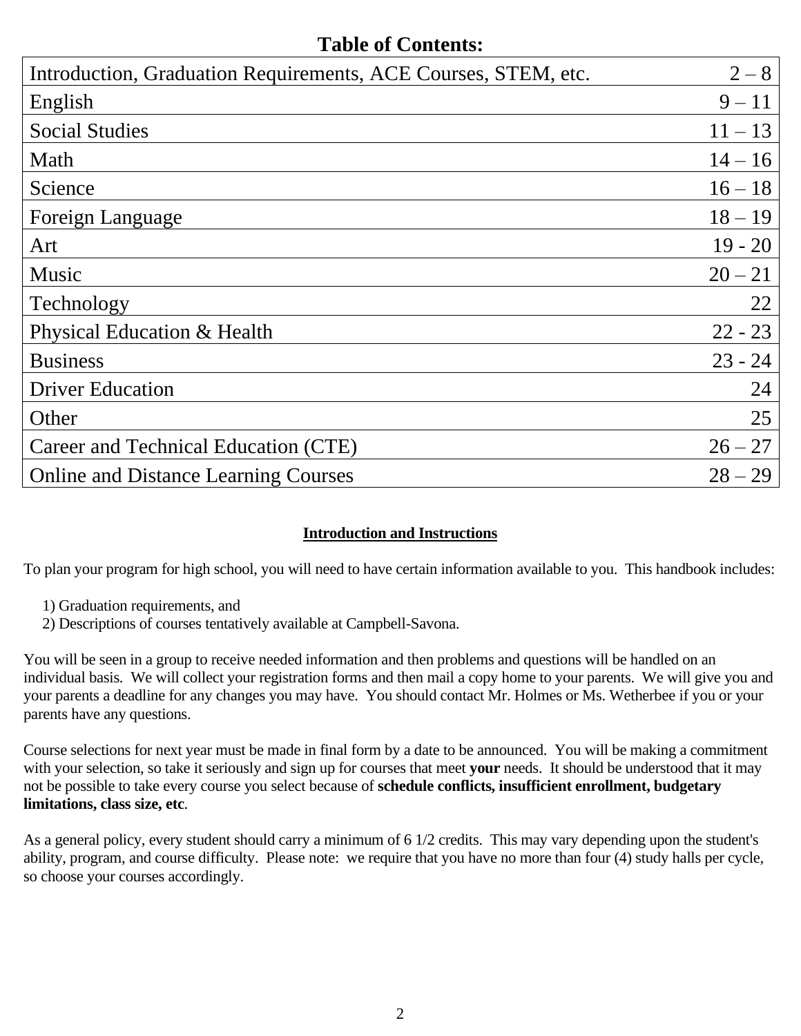## Table of Contents:

| | |
|---|---|
| Introduction, Graduation Requirements, ACE Courses, STEM, etc. | 2 – 8 |
| English | 9 – 11 |
| Social Studies | 11 – 13 |
| Math | 14 – 16 |
| Science | 16 – 18 |
| Foreign Language | 18 – 19 |
| Art | 19 - 20 |
| Music | 20 – 21 |
| Technology | 22 |
| Physical Education & Health | 22 - 23 |
| Business | 23 - 24 |
| Driver Education | 24 |
| Other | 25 |
| Career and Technical Education (CTE) | 26 – 27 |
| Online and Distance Learning Courses | 28 – 29 |

### Introduction and Instructions

To plan your program for high school, you will need to have certain information available to you. This handbook includes:

1) Graduation requirements, and
2) Descriptions of courses tentatively available at Campbell-Savona.

You will be seen in a group to receive needed information and then problems and questions will be handled on an individual basis. We will collect your registration forms and then mail a copy home to your parents. We will give you and your parents a deadline for any changes you may have. You should contact Mr. Holmes or Ms. Wetherbee if you or your parents have any questions.

Course selections for next year must be made in final form by a date to be announced. You will be making a commitment with your selection, so take it seriously and sign up for courses that meet **your** needs. It should be understood that it may not be possible to take every course you select because of **schedule conflicts, insufficient enrollment, budgetary limitations, class size, etc**.

As a general policy, every student should carry a minimum of 6 1/2 credits. This may vary depending upon the student's ability, program, and course difficulty. Please note: we require that you have no more than four (4) study halls per cycle, so choose your courses accordingly.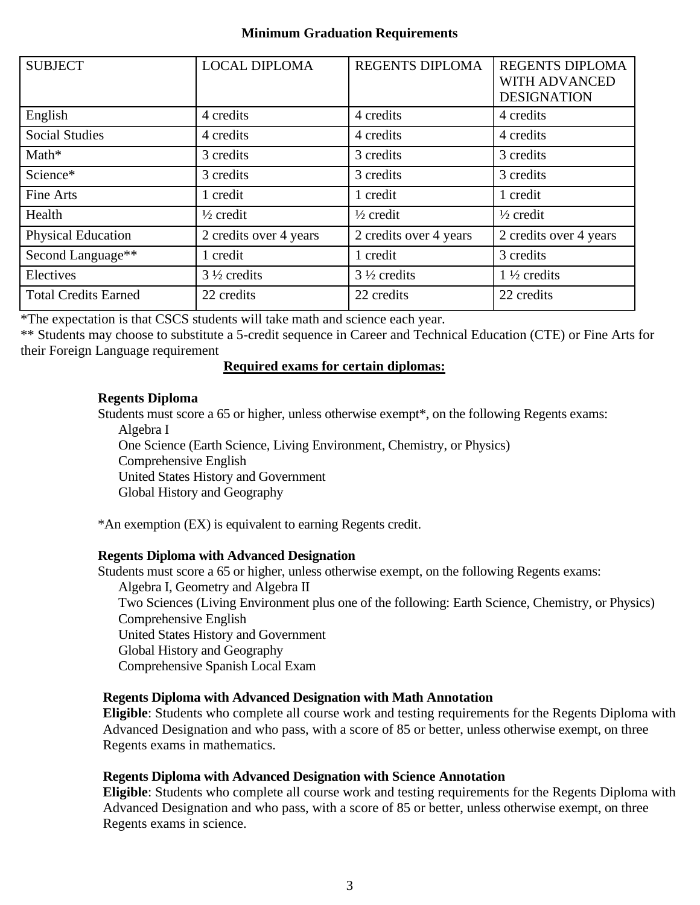## Minimum Graduation Requirements

| SUBJECT | LOCAL DIPLOMA | REGENTS DIPLOMA | REGENTS DIPLOMA WITH ADVANCED DESIGNATION |
|---|---|---|---|
| English | 4 credits | 4 credits | 4 credits |
| Social Studies | 4 credits | 4 credits | 4 credits |
| Math* | 3 credits | 3 credits | 3 credits |
| Science* | 3 credits | 3 credits | 3 credits |
| Fine Arts | 1 credit | 1 credit | 1 credit |
| Health | ½ credit | ½ credit | ½ credit |
| Physical Education | 2 credits over 4 years | 2 credits over 4 years | 2 credits over 4 years |
| Second Language** | 1 credit | 1 credit | 3 credits |
| Electives | 3 ½ credits | 3 ½ credits | 1 ½ credits |
| Total Credits Earned | 22 credits | 22 credits | 22 credits |

*The expectation is that CSCS students will take math and science each year.

** Students may choose to substitute a 5-credit sequence in Career and Technical Education (CTE) or Fine Arts for their Foreign Language requirement

**Required exams for certain diplomas:**

**Regents Diploma**

Students must score a 65 or higher, unless otherwise exempt*, on the following Regents exams:

- Algebra I
- One Science (Earth Science, Living Environment, Chemistry, or Physics)
- Comprehensive English
- United States History and Government
- Global History and Geography

*An exemption (EX) is equivalent to earning Regents credit.

**Regents Diploma with Advanced Designation**

Students must score a 65 or higher, unless otherwise exempt, on the following Regents exams:

- Algebra I, Geometry and Algebra II
- Two Sciences (Living Environment plus one of the following: Earth Science, Chemistry, or Physics)
- Comprehensive English
- United States History and Government
- Global History and Geography
- Comprehensive Spanish Local Exam

**Regents Diploma with Advanced Designation with Math Annotation**

**Eligible**: Students who complete all course work and testing requirements for the Regents Diploma with Advanced Designation and who pass, with a score of 85 or better, unless otherwise exempt, on three Regents exams in mathematics.

**Regents Diploma with Advanced Designation with Science Annotation**

**Eligible**: Students who complete all course work and testing requirements for the Regents Diploma with Advanced Designation and who pass, with a score of 85 or better, unless otherwise exempt, on three Regents exams in science.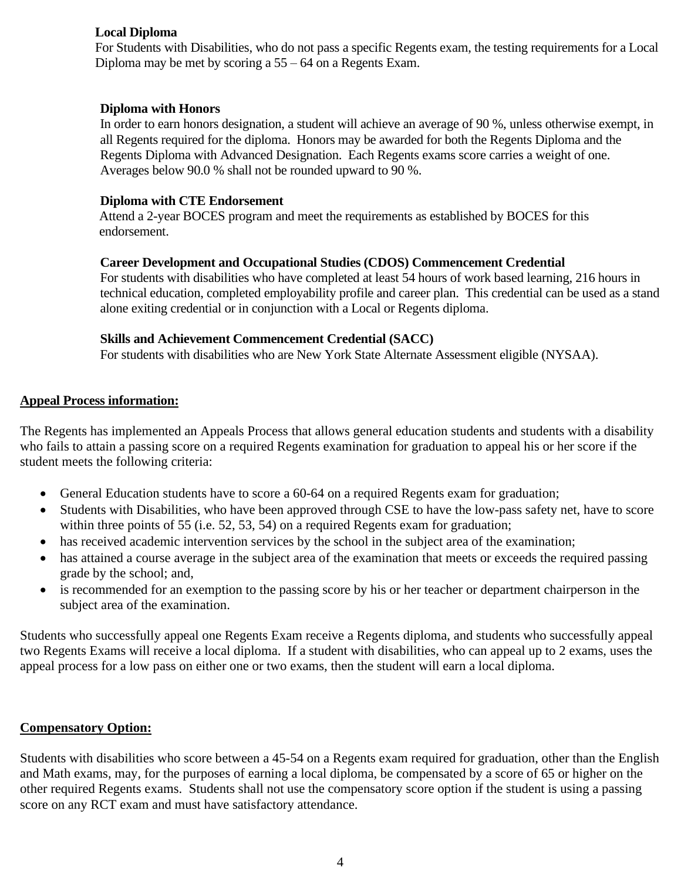**Local Diploma**

For Students with Disabilities, who do not pass a specific Regents exam, the testing requirements for a Local Diploma may be met by scoring a 55 – 64 on a Regents Exam.

**Diploma with Honors**

In order to earn honors designation, a student will achieve an average of 90 %, unless otherwise exempt, in all Regents required for the diploma. Honors may be awarded for both the Regents Diploma and the Regents Diploma with Advanced Designation. Each Regents exams score carries a weight of one. Averages below 90.0 % shall not be rounded upward to 90 %.

**Diploma with CTE Endorsement**

Attend a 2-year BOCES program and meet the requirements as established by BOCES for this endorsement.

**Career Development and Occupational Studies (CDOS) Commencement Credential**

For students with disabilities who have completed at least 54 hours of work based learning, 216 hours in technical education, completed employability profile and career plan. This credential can be used as a stand alone exiting credential or in conjunction with a Local or Regents diploma.

**Skills and Achievement Commencement Credential (SACC)**

For students with disabilities who are New York State Alternate Assessment eligible (NYSAA).

**<u>Appeal Process information:</u>**

The Regents has implemented an Appeals Process that allows general education students and students with a disability who fails to attain a passing score on a required Regents examination for graduation to appeal his or her score if the student meets the following criteria:

- General Education students have to score a 60-64 on a required Regents exam for graduation;
- Students with Disabilities, who have been approved through CSE to have the low-pass safety net, have to score within three points of 55 (i.e. 52, 53, 54) on a required Regents exam for graduation;
- has received academic intervention services by the school in the subject area of the examination;
- has attained a course average in the subject area of the examination that meets or exceeds the required passing grade by the school; and,
- is recommended for an exemption to the passing score by his or her teacher or department chairperson in the subject area of the examination.

Students who successfully appeal one Regents Exam receive a Regents diploma, and students who successfully appeal two Regents Exams will receive a local diploma. If a student with disabilities, who can appeal up to 2 exams, uses the appeal process for a low pass on either one or two exams, then the student will earn a local diploma.

**<u>Compensatory Option:</u>**

Students with disabilities who score between a 45-54 on a Regents exam required for graduation, other than the English and Math exams, may, for the purposes of earning a local diploma, be compensated by a score of 65 or higher on the other required Regents exams. Students shall not use the compensatory score option if the student is using a passing score on any RCT exam and must have satisfactory attendance.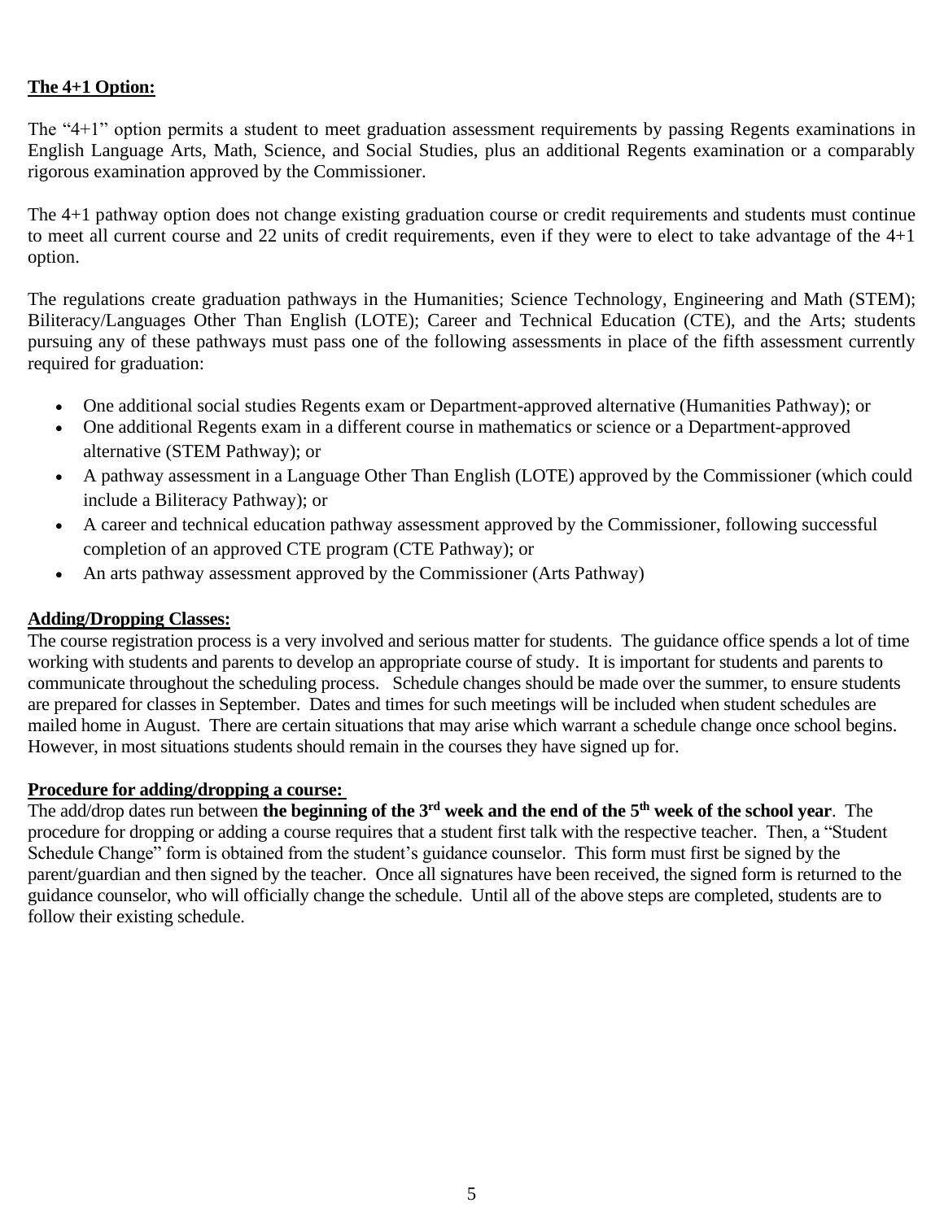**The 4+1 Option:**

The "4+1" option permits a student to meet graduation assessment requirements by passing Regents examinations in English Language Arts, Math, Science, and Social Studies, plus an additional Regents examination or a comparably rigorous examination approved by the Commissioner.

The 4+1 pathway option does not change existing graduation course or credit requirements and students must continue to meet all current course and 22 units of credit requirements, even if they were to elect to take advantage of the 4+1 option.

The regulations create graduation pathways in the Humanities; Science Technology, Engineering and Math (STEM); Biliteracy/Languages Other Than English (LOTE); Career and Technical Education (CTE), and the Arts; students pursuing any of these pathways must pass one of the following assessments in place of the fifth assessment currently required for graduation:

- One additional social studies Regents exam or Department-approved alternative (Humanities Pathway); or
- One additional Regents exam in a different course in mathematics or science or a Department-approved alternative (STEM Pathway); or
- A pathway assessment in a Language Other Than English (LOTE) approved by the Commissioner (which could include a Biliteracy Pathway); or
- A career and technical education pathway assessment approved by the Commissioner, following successful completion of an approved CTE program (CTE Pathway); or
- An arts pathway assessment approved by the Commissioner (Arts Pathway)

**Adding/Dropping Classes:**

The course registration process is a very involved and serious matter for students. The guidance office spends a lot of time working with students and parents to develop an appropriate course of study. It is important for students and parents to communicate throughout the scheduling process. Schedule changes should be made over the summer, to ensure students are prepared for classes in September. Dates and times for such meetings will be included when student schedules are mailed home in August. There are certain situations that may arise which warrant a schedule change once school begins. However, in most situations students should remain in the courses they have signed up for.

**Procedure for adding/dropping a course:**

The add/drop dates run between **the beginning of the 3rd week and the end of the 5th week of the school year**. The procedure for dropping or adding a course requires that a student first talk with the respective teacher. Then, a "Student Schedule Change" form is obtained from the student's guidance counselor. This form must first be signed by the parent/guardian and then signed by the teacher. Once all signatures have been received, the signed form is returned to the guidance counselor, who will officially change the schedule. Until all of the above steps are completed, students are to follow their existing schedule.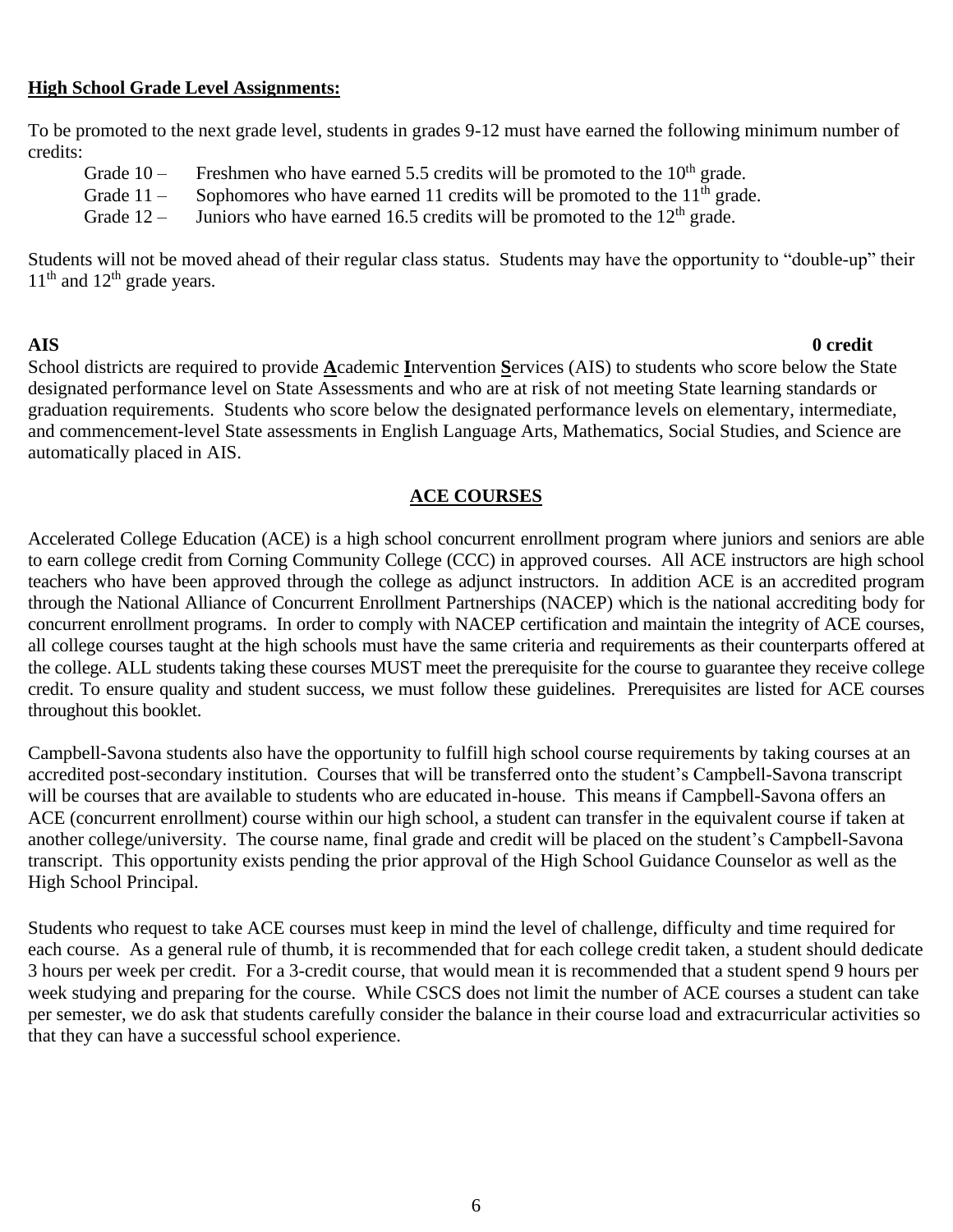**High School Grade Level Assignments:**

To be promoted to the next grade level, students in grades 9-12 must have earned the following minimum number of credits:

Grade 10 – Freshmen who have earned 5.5 credits will be promoted to the 10th grade.
Grade 11 – Sophomores who have earned 11 credits will be promoted to the 11th grade.
Grade 12 – Juniors who have earned 16.5 credits will be promoted to the 12th grade.

Students will not be moved ahead of their regular class status. Students may have the opportunity to "double-up" their 11th and 12th grade years.

**AIS** **0 credit**

School districts are required to provide **A**cademic **I**ntervention **S**ervices (AIS) to students who score below the State designated performance level on State Assessments and who are at risk of not meeting State learning standards or graduation requirements. Students who score below the designated performance levels on elementary, intermediate, and commencement-level State assessments in English Language Arts, Mathematics, Social Studies, and Science are automatically placed in AIS.

## ACE COURSES

Accelerated College Education (ACE) is a high school concurrent enrollment program where juniors and seniors are able to earn college credit from Corning Community College (CCC) in approved courses. All ACE instructors are high school teachers who have been approved through the college as adjunct instructors. In addition ACE is an accredited program through the National Alliance of Concurrent Enrollment Partnerships (NACEP) which is the national accrediting body for concurrent enrollment programs. In order to comply with NACEP certification and maintain the integrity of ACE courses, all college courses taught at the high schools must have the same criteria and requirements as their counterparts offered at the college. ALL students taking these courses MUST meet the prerequisite for the course to guarantee they receive college credit. To ensure quality and student success, we must follow these guidelines. Prerequisites are listed for ACE courses throughout this booklet.

Campbell-Savona students also have the opportunity to fulfill high school course requirements by taking courses at an accredited post-secondary institution. Courses that will be transferred onto the student's Campbell-Savona transcript will be courses that are available to students who are educated in-house. This means if Campbell-Savona offers an ACE (concurrent enrollment) course within our high school, a student can transfer in the equivalent course if taken at another college/university. The course name, final grade and credit will be placed on the student's Campbell-Savona transcript. This opportunity exists pending the prior approval of the High School Guidance Counselor as well as the High School Principal.

Students who request to take ACE courses must keep in mind the level of challenge, difficulty and time required for each course. As a general rule of thumb, it is recommended that for each college credit taken, a student should dedicate 3 hours per week per credit. For a 3-credit course, that would mean it is recommended that a student spend 9 hours per week studying and preparing for the course. While CSCS does not limit the number of ACE courses a student can take per semester, we do ask that students carefully consider the balance in their course load and extracurricular activities so that they can have a successful school experience.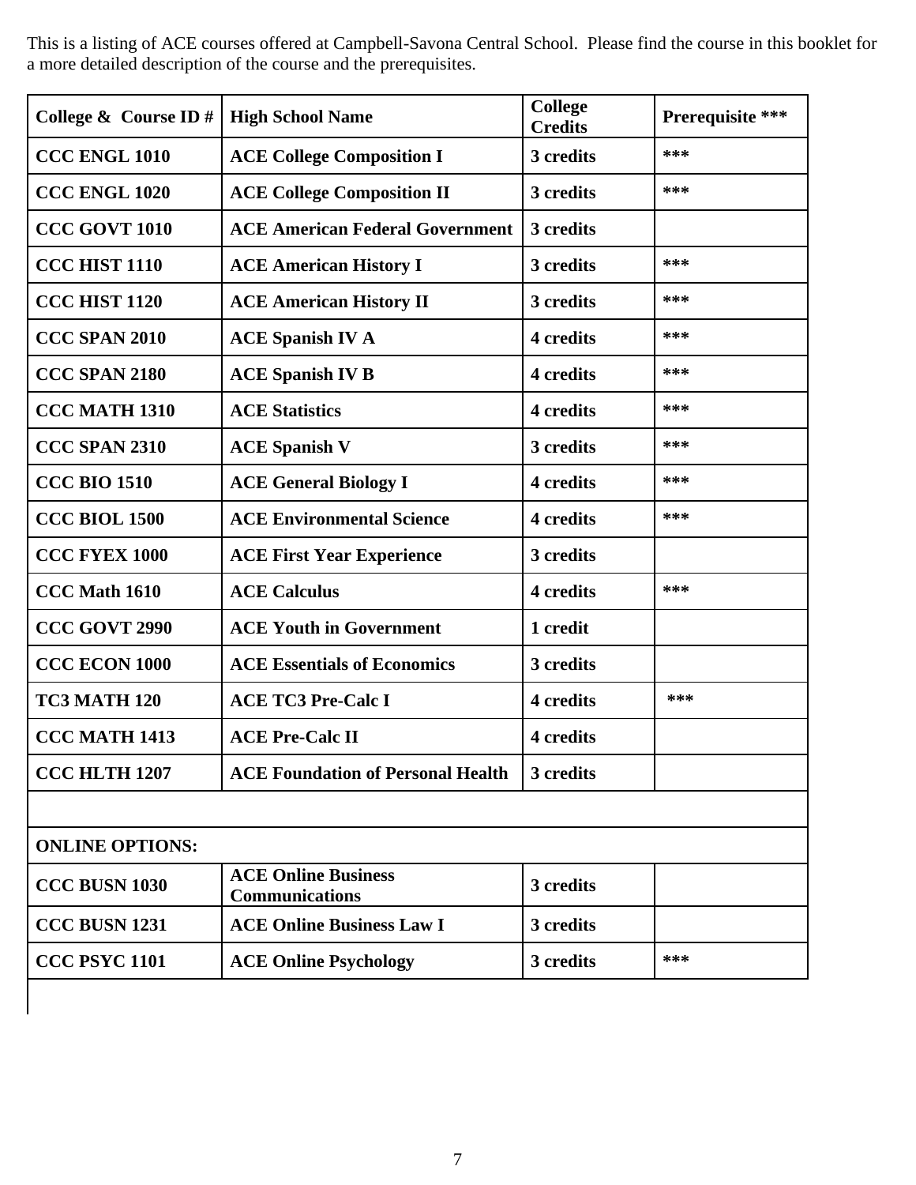This is a listing of ACE courses offered at Campbell-Savona Central School. Please find the course in this booklet for a more detailed description of the course and the prerequisites.

| College & Course ID # | High School Name | College Credits | Prerequisite *** |
|---|---|---|---|
| **CCC ENGL 1010** | **ACE College Composition I** | **3 credits** | *** |
| **CCC ENGL 1020** | **ACE College Composition II** | **3 credits** | *** |
| **CCC GOVT 1010** | **ACE American Federal Government** | **3 credits** | |
| **CCC HIST 1110** | **ACE American History I** | **3 credits** | *** |
| **CCC HIST 1120** | **ACE American History II** | **3 credits** | *** |
| **CCC SPAN 2010** | **ACE Spanish IV A** | **4 credits** | *** |
| **CCC SPAN 2180** | **ACE Spanish IV B** | **4 credits** | *** |
| **CCC MATH 1310** | **ACE Statistics** | **4 credits** | *** |
| **CCC SPAN 2310** | **ACE Spanish V** | **3 credits** | *** |
| **CCC BIO 1510** | **ACE General Biology I** | **4 credits** | *** |
| **CCC BIOL 1500** | **ACE Environmental Science** | **4 credits** | *** |
| **CCC FYEX 1000** | **ACE First Year Experience** | **3 credits** | |
| **CCC Math 1610** | **ACE Calculus** | **4 credits** | *** |
| **CCC GOVT 2990** | **ACE Youth in Government** | **1 credit** | |
| **CCC ECON 1000** | **ACE Essentials of Economics** | **3 credits** | |
| **TC3 MATH 120** | **ACE TC3 Pre-Calc I** | **4 credits** | *** |
| **CCC MATH 1413** | **ACE Pre-Calc II** | **4 credits** | |
| **CCC HLTH 1207** | **ACE Foundation of Personal Health** | **3 credits** | |
| | | | |
| **ONLINE OPTIONS:** | | | |
| **CCC BUSN 1030** | **ACE Online Business Communications** | **3 credits** | |
| **CCC BUSN 1231** | **ACE Online Business Law I** | **3 credits** | |
| **CCC PSYC 1101** | **ACE Online Psychology** | **3 credits** | *** |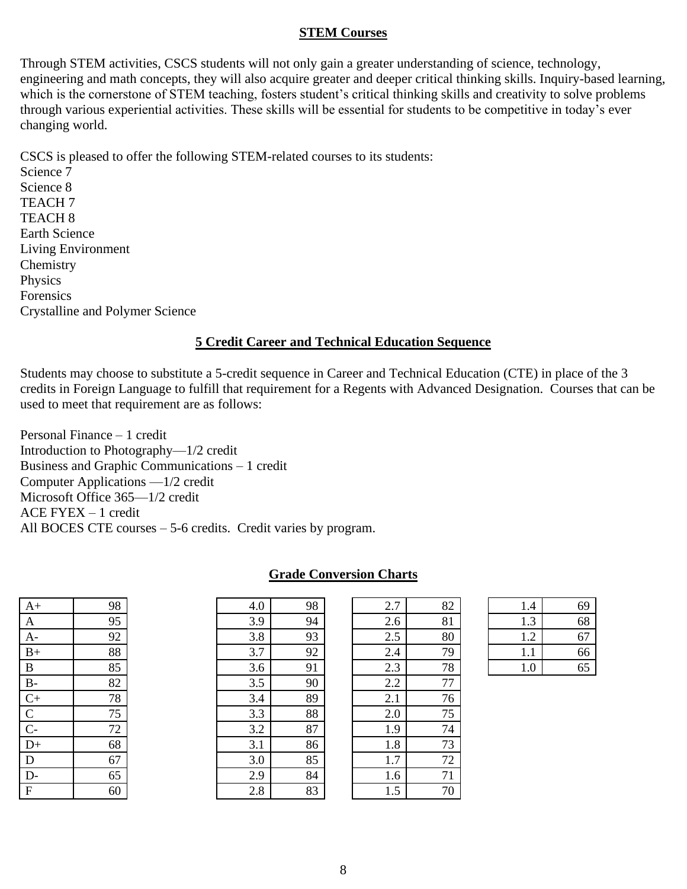## STEM Courses

Through STEM activities, CSCS students will not only gain a greater understanding of science, technology, engineering and math concepts, they will also acquire greater and deeper critical thinking skills. Inquiry-based learning, which is the cornerstone of STEM teaching, fosters student's critical thinking skills and creativity to solve problems through various experiential activities. These skills will be essential for students to be competitive in today's ever changing world.

CSCS is pleased to offer the following STEM-related courses to its students:
Science 7
Science 8
TEACH 7
TEACH 8
Earth Science
Living Environment
Chemistry
Physics
Forensics
Crystalline and Polymer Science

## 5 Credit Career and Technical Education Sequence

Students may choose to substitute a 5-credit sequence in Career and Technical Education (CTE) in place of the 3 credits in Foreign Language to fulfill that requirement for a Regents with Advanced Designation. Courses that can be used to meet that requirement are as follows:

Personal Finance – 1 credit
Introduction to Photography—1/2 credit
Business and Graphic Communications – 1 credit
Computer Applications —1/2 credit
Microsoft Office 365—1/2 credit
ACE FYEX – 1 credit
All BOCES CTE courses – 5-6 credits. Credit varies by program.

## Grade Conversion Charts

| Letter | Grade |
|---|---|
| A+ | 98 |
| A | 95 |
| A- | 92 |
| B+ | 88 |
| B | 85 |
| B- | 82 |
| C+ | 78 |
| C | 75 |
| C- | 72 |
| D+ | 68 |
| D | 67 |
| D- | 65 |
| F | 60 |

| GPA | Grade |
|---|---|
| 4.0 | 98 |
| 3.9 | 94 |
| 3.8 | 93 |
| 3.7 | 92 |
| 3.6 | 91 |
| 3.5 | 90 |
| 3.4 | 89 |
| 3.3 | 88 |
| 3.2 | 87 |
| 3.1 | 86 |
| 3.0 | 85 |
| 2.9 | 84 |
| 2.8 | 83 |
| 2.7 | 82 |
| 2.6 | 81 |
| 2.5 | 80 |
| 2.4 | 79 |
| 2.3 | 78 |
| 2.2 | 77 |
| 2.1 | 76 |
| 2.0 | 75 |
| 1.9 | 74 |
| 1.8 | 73 |
| 1.7 | 72 |
| 1.6 | 71 |
| 1.5 | 70 |
| 1.4 | 69 |
| 1.3 | 68 |
| 1.2 | 67 |
| 1.1 | 66 |
| 1.0 | 65 |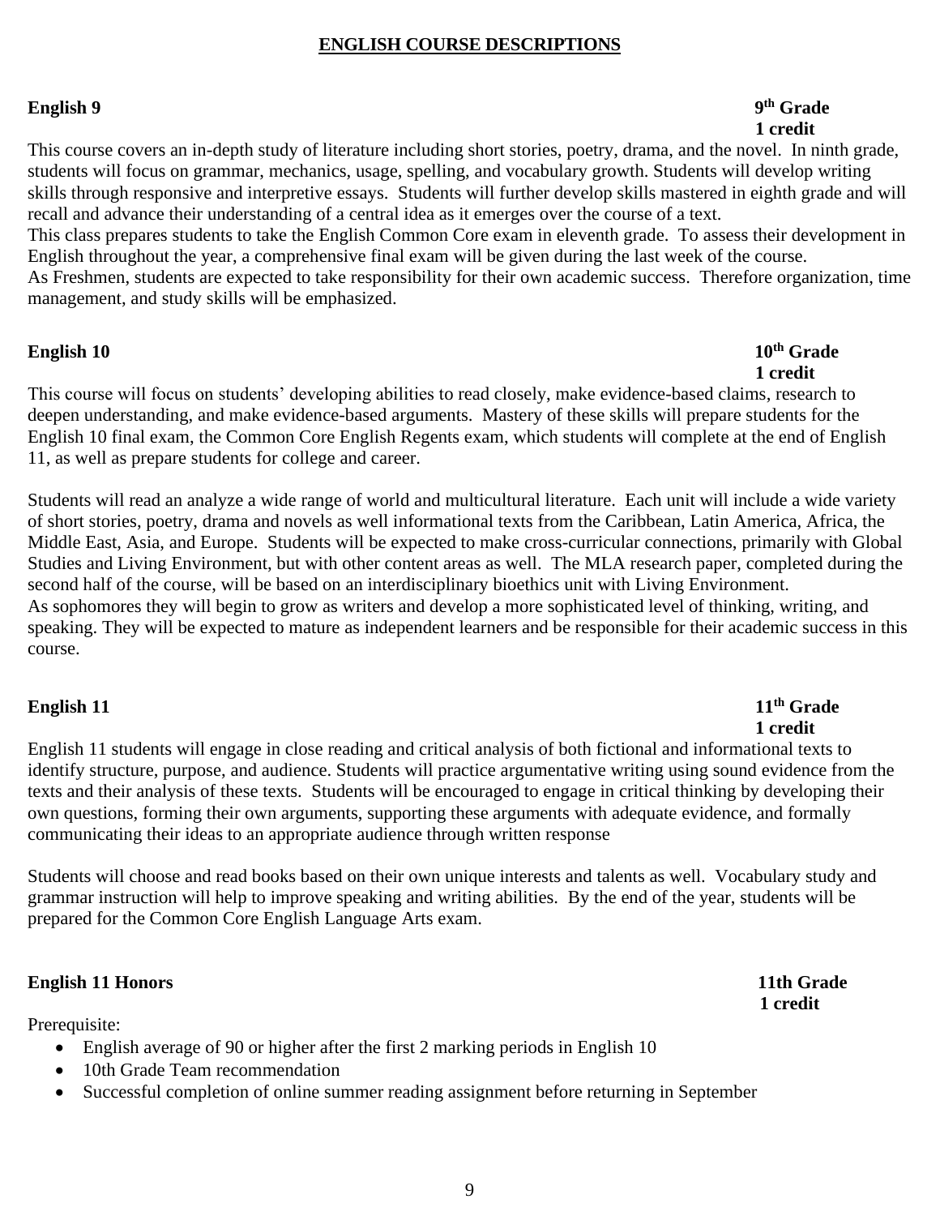# ENGLISH COURSE DESCRIPTIONS

**English 9** **9th Grade**
**1 credit**

This course covers an in-depth study of literature including short stories, poetry, drama, and the novel. In ninth grade, students will focus on grammar, mechanics, usage, spelling, and vocabulary growth. Students will develop writing skills through responsive and interpretive essays. Students will further develop skills mastered in eighth grade and will recall and advance their understanding of a central idea as it emerges over the course of a text.
This class prepares students to take the English Common Core exam in eleventh grade. To assess their development in English throughout the year, a comprehensive final exam will be given during the last week of the course.
As Freshmen, students are expected to take responsibility for their own academic success. Therefore organization, time management, and study skills will be emphasized.

**English 10** **10th Grade**
**1 credit**

This course will focus on students' developing abilities to read closely, make evidence-based claims, research to deepen understanding, and make evidence-based arguments. Mastery of these skills will prepare students for the English 10 final exam, the Common Core English Regents exam, which students will complete at the end of English 11, as well as prepare students for college and career.

Students will read an analyze a wide range of world and multicultural literature. Each unit will include a wide variety of short stories, poetry, drama and novels as well informational texts from the Caribbean, Latin America, Africa, the Middle East, Asia, and Europe. Students will be expected to make cross-curricular connections, primarily with Global Studies and Living Environment, but with other content areas as well. The MLA research paper, completed during the second half of the course, will be based on an interdisciplinary bioethics unit with Living Environment.
As sophomores they will begin to grow as writers and develop a more sophisticated level of thinking, writing, and speaking. They will be expected to mature as independent learners and be responsible for their academic success in this course.

**English 11** **11th Grade**
**1 credit**

English 11 students will engage in close reading and critical analysis of both fictional and informational texts to identify structure, purpose, and audience. Students will practice argumentative writing using sound evidence from the texts and their analysis of these texts. Students will be encouraged to engage in critical thinking by developing their own questions, forming their own arguments, supporting these arguments with adequate evidence, and formally communicating their ideas to an appropriate audience through written response

Students will choose and read books based on their own unique interests and talents as well. Vocabulary study and grammar instruction will help to improve speaking and writing abilities. By the end of the year, students will be prepared for the Common Core English Language Arts exam.

**English 11 Honors** **11th Grade**
**1 credit**

Prerequisite:

- English average of 90 or higher after the first 2 marking periods in English 10
- 10th Grade Team recommendation
- Successful completion of online summer reading assignment before returning in September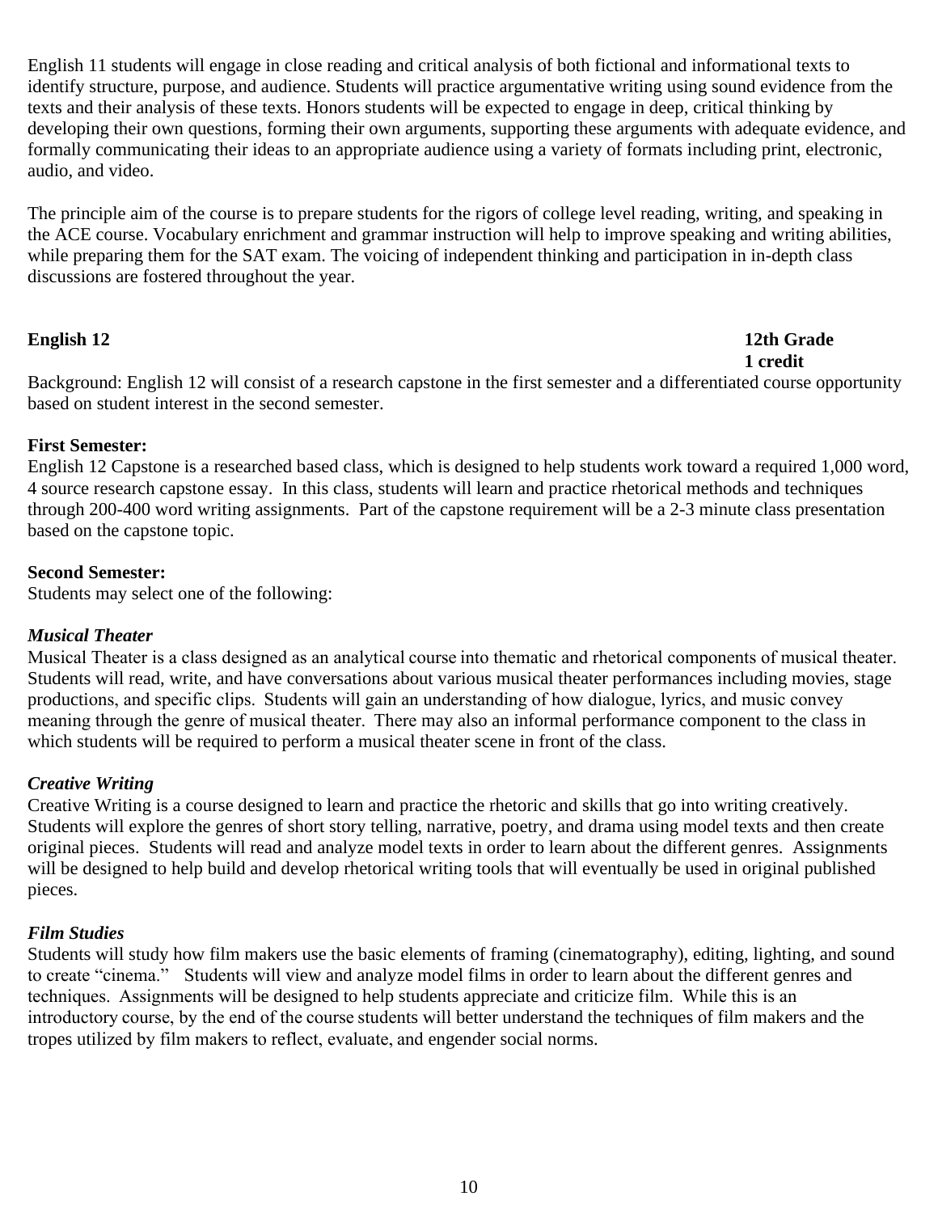English 11 students will engage in close reading and critical analysis of both fictional and informational texts to identify structure, purpose, and audience. Students will practice argumentative writing using sound evidence from the texts and their analysis of these texts. Honors students will be expected to engage in deep, critical thinking by developing their own questions, forming their own arguments, supporting these arguments with adequate evidence, and formally communicating their ideas to an appropriate audience using a variety of formats including print, electronic, audio, and video.

The principle aim of the course is to prepare students for the rigors of college level reading, writing, and speaking in the ACE course. Vocabulary enrichment and grammar instruction will help to improve speaking and writing abilities, while preparing them for the SAT exam. The voicing of independent thinking and participation in in-depth class discussions are fostered throughout the year.

## English 12

**12th Grade**
**1 credit**

Background: English 12 will consist of a research capstone in the first semester and a differentiated course opportunity based on student interest in the second semester.

**First Semester:**
English 12 Capstone is a researched based class, which is designed to help students work toward a required 1,000 word, 4 source research capstone essay. In this class, students will learn and practice rhetorical methods and techniques through 200-400 word writing assignments. Part of the capstone requirement will be a 2-3 minute class presentation based on the capstone topic.

**Second Semester:**
Students may select one of the following:

***Musical Theater***
Musical Theater is a class designed as an analytical course into thematic and rhetorical components of musical theater. Students will read, write, and have conversations about various musical theater performances including movies, stage productions, and specific clips. Students will gain an understanding of how dialogue, lyrics, and music convey meaning through the genre of musical theater. There may also an informal performance component to the class in which students will be required to perform a musical theater scene in front of the class.

***Creative Writing***
Creative Writing is a course designed to learn and practice the rhetoric and skills that go into writing creatively. Students will explore the genres of short story telling, narrative, poetry, and drama using model texts and then create original pieces. Students will read and analyze model texts in order to learn about the different genres. Assignments will be designed to help build and develop rhetorical writing tools that will eventually be used in original published pieces.

***Film Studies***
Students will study how film makers use the basic elements of framing (cinematography), editing, lighting, and sound to create "cinema." Students will view and analyze model films in order to learn about the different genres and techniques. Assignments will be designed to help students appreciate and criticize film. While this is an introductory course, by the end of the course students will better understand the techniques of film makers and the tropes utilized by film makers to reflect, evaluate, and engender social norms.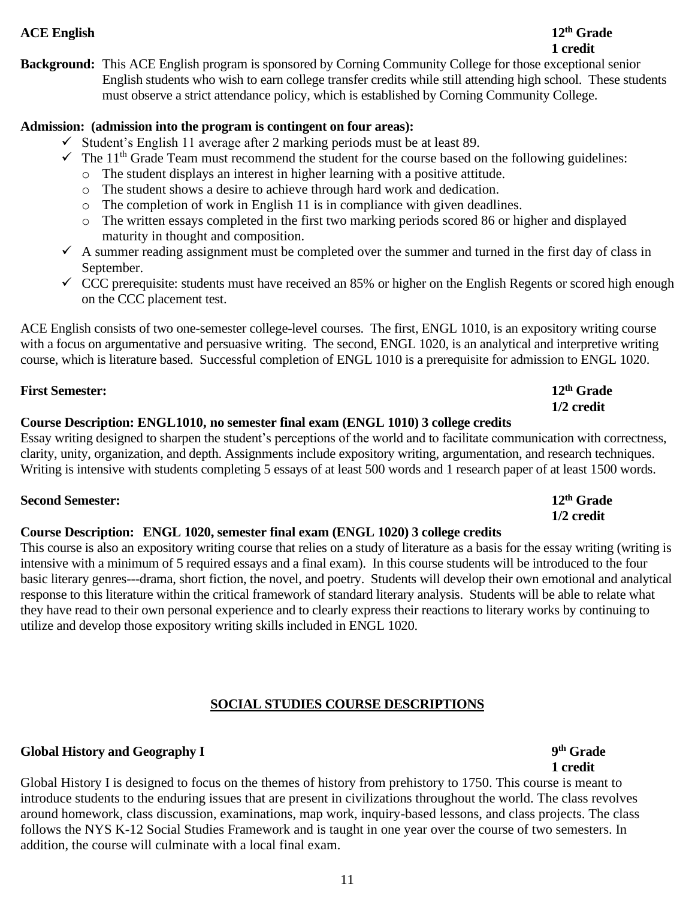**ACE English** **12th Grade**
**1 credit**

**Background:** This ACE English program is sponsored by Corning Community College for those exceptional senior English students who wish to earn college transfer credits while still attending high school. These students must observe a strict attendance policy, which is established by Corning Community College.

**Admission: (admission into the program is contingent on four areas):**

- ✓ Student's English 11 average after 2 marking periods must be at least 89.
- ✓ The 11th Grade Team must recommend the student for the course based on the following guidelines:
  - The student displays an interest in higher learning with a positive attitude.
  - The student shows a desire to achieve through hard work and dedication.
  - The completion of work in English 11 is in compliance with given deadlines.
  - The written essays completed in the first two marking periods scored 86 or higher and displayed maturity in thought and composition.
- ✓ A summer reading assignment must be completed over the summer and turned in the first day of class in September.
- ✓ CCC prerequisite: students must have received an 85% or higher on the English Regents or scored high enough on the CCC placement test.

ACE English consists of two one-semester college-level courses. The first, ENGL 1010, is an expository writing course with a focus on argumentative and persuasive writing. The second, ENGL 1020, is an analytical and interpretive writing course, which is literature based. Successful completion of ENGL 1010 is a prerequisite for admission to ENGL 1020.

**First Semester:** **12th Grade**
**1/2 credit**

**Course Description: ENGL1010, no semester final exam (ENGL 1010) 3 college credits**
Essay writing designed to sharpen the student's perceptions of the world and to facilitate communication with correctness, clarity, unity, organization, and depth. Assignments include expository writing, argumentation, and research techniques. Writing is intensive with students completing 5 essays of at least 500 words and 1 research paper of at least 1500 words.

**Second Semester:** **12th Grade**
**1/2 credit**

**Course Description: ENGL 1020, semester final exam (ENGL 1020) 3 college credits**
This course is also an expository writing course that relies on a study of literature as a basis for the essay writing (writing is intensive with a minimum of 5 required essays and a final exam). In this course students will be introduced to the four basic literary genres---drama, short fiction, the novel, and poetry. Students will develop their own emotional and analytical response to this literature within the critical framework of standard literary analysis. Students will be able to relate what they have read to their own personal experience and to clearly express their reactions to literary works by continuing to utilize and develop those expository writing skills included in ENGL 1020.

## SOCIAL STUDIES COURSE DESCRIPTIONS

**Global History and Geography I** **9th Grade**
**1 credit**

Global History I is designed to focus on the themes of history from prehistory to 1750. This course is meant to introduce students to the enduring issues that are present in civilizations throughout the world. The class revolves around homework, class discussion, examinations, map work, inquiry-based lessons, and class projects. The class follows the NYS K-12 Social Studies Framework and is taught in one year over the course of two semesters. In addition, the course will culminate with a local final exam.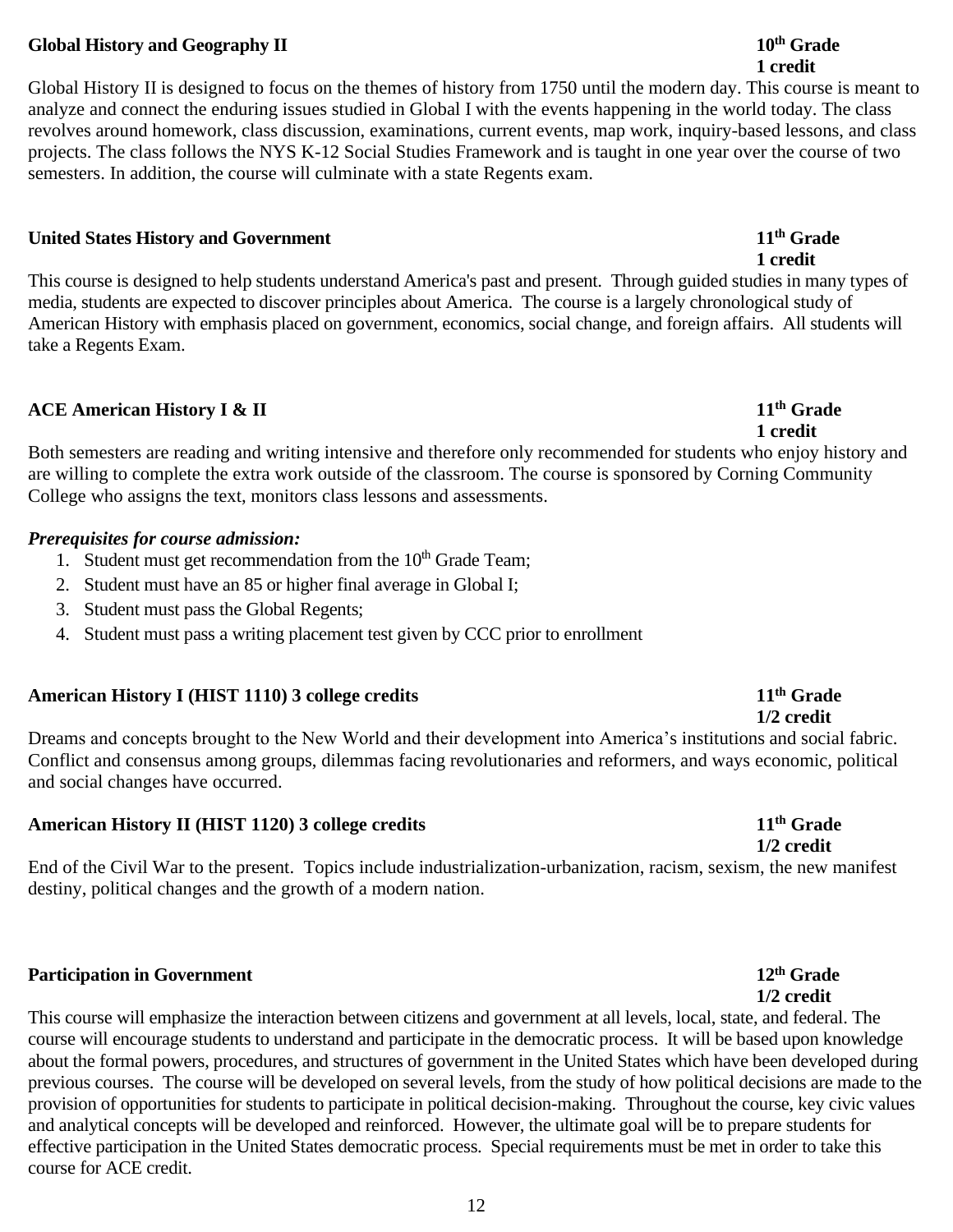**Global History and Geography II** **10th Grade**
**1 credit**

Global History II is designed to focus on the themes of history from 1750 until the modern day. This course is meant to analyze and connect the enduring issues studied in Global I with the events happening in the world today. The class revolves around homework, class discussion, examinations, current events, map work, inquiry-based lessons, and class projects. The class follows the NYS K-12 Social Studies Framework and is taught in one year over the course of two semesters. In addition, the course will culminate with a state Regents exam.

**United States History and Government** **11th Grade**
**1 credit**

This course is designed to help students understand America's past and present. Through guided studies in many types of media, students are expected to discover principles about America. The course is a largely chronological study of American History with emphasis placed on government, economics, social change, and foreign affairs. All students will take a Regents Exam.

**ACE American History I & II** **11th Grade**
**1 credit**

Both semesters are reading and writing intensive and therefore only recommended for students who enjoy history and are willing to complete the extra work outside of the classroom. The course is sponsored by Corning Community College who assigns the text, monitors class lessons and assessments.

***Prerequisites for course admission:***

1. Student must get recommendation from the 10th Grade Team;
2. Student must have an 85 or higher final average in Global I;
3. Student must pass the Global Regents;
4. Student must pass a writing placement test given by CCC prior to enrollment

**American History I (HIST 1110) 3 college credits** **11th Grade**
**1/2 credit**

Dreams and concepts brought to the New World and their development into America's institutions and social fabric. Conflict and consensus among groups, dilemmas facing revolutionaries and reformers, and ways economic, political and social changes have occurred.

**American History II (HIST 1120) 3 college credits** **11th Grade**
**1/2 credit**

End of the Civil War to the present. Topics include industrialization-urbanization, racism, sexism, the new manifest destiny, political changes and the growth of a modern nation.

**Participation in Government** **12th Grade**
**1/2 credit**

This course will emphasize the interaction between citizens and government at all levels, local, state, and federal. The course will encourage students to understand and participate in the democratic process. It will be based upon knowledge about the formal powers, procedures, and structures of government in the United States which have been developed during previous courses. The course will be developed on several levels, from the study of how political decisions are made to the provision of opportunities for students to participate in political decision-making. Throughout the course, key civic values and analytical concepts will be developed and reinforced. However, the ultimate goal will be to prepare students for effective participation in the United States democratic process. Special requirements must be met in order to take this course for ACE credit.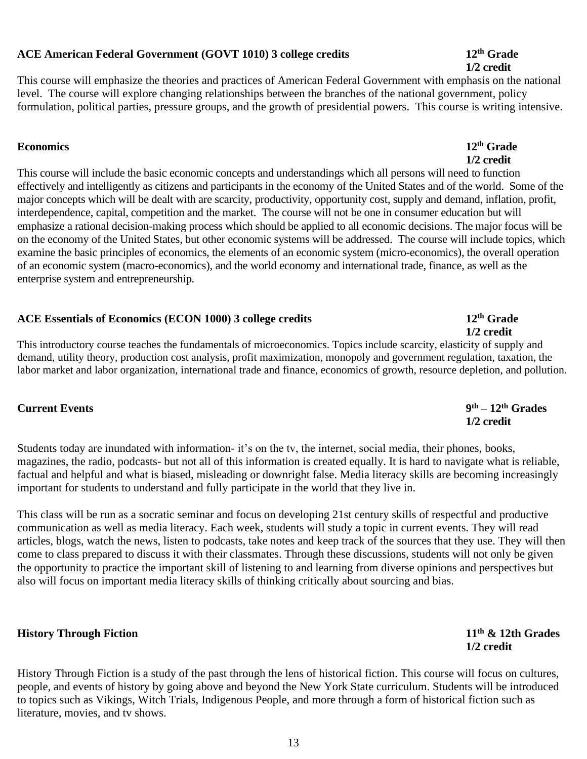**ACE American Federal Government (GOVT 1010) 3 college credits** **12th Grade**
**1/2 credit**

This course will emphasize the theories and practices of American Federal Government with emphasis on the national level. The course will explore changing relationships between the branches of the national government, policy formulation, political parties, pressure groups, and the growth of presidential powers. This course is writing intensive.

**Economics** **12th Grade**
**1/2 credit**

This course will include the basic economic concepts and understandings which all persons will need to function effectively and intelligently as citizens and participants in the economy of the United States and of the world. Some of the major concepts which will be dealt with are scarcity, productivity, opportunity cost, supply and demand, inflation, profit, interdependence, capital, competition and the market. The course will not be one in consumer education but will emphasize a rational decision-making process which should be applied to all economic decisions. The major focus will be on the economy of the United States, but other economic systems will be addressed. The course will include topics, which examine the basic principles of economics, the elements of an economic system (micro-economics), the overall operation of an economic system (macro-economics), and the world economy and international trade, finance, as well as the enterprise system and entrepreneurship.

**ACE Essentials of Economics (ECON 1000) 3 college credits** **12th Grade**
**1/2 credit**

This introductory course teaches the fundamentals of microeconomics. Topics include scarcity, elasticity of supply and demand, utility theory, production cost analysis, profit maximization, monopoly and government regulation, taxation, the labor market and labor organization, international trade and finance, economics of growth, resource depletion, and pollution.

**Current Events** **9th – 12th Grades**
**1/2 credit**

Students today are inundated with information- it's on the tv, the internet, social media, their phones, books, magazines, the radio, podcasts- but not all of this information is created equally. It is hard to navigate what is reliable, factual and helpful and what is biased, misleading or downright false. Media literacy skills are becoming increasingly important for students to understand and fully participate in the world that they live in.

This class will be run as a socratic seminar and focus on developing 21st century skills of respectful and productive communication as well as media literacy. Each week, students will study a topic in current events. They will read articles, blogs, watch the news, listen to podcasts, take notes and keep track of the sources that they use. They will then come to class prepared to discuss it with their classmates. Through these discussions, students will not only be given the opportunity to practice the important skill of listening to and learning from diverse opinions and perspectives but also will focus on important media literacy skills of thinking critically about sourcing and bias.

**History Through Fiction** **11th & 12th Grades**
**1/2 credit**

History Through Fiction is a study of the past through the lens of historical fiction. This course will focus on cultures, people, and events of history by going above and beyond the New York State curriculum. Students will be introduced to topics such as Vikings, Witch Trials, Indigenous People, and more through a form of historical fiction such as literature, movies, and tv shows.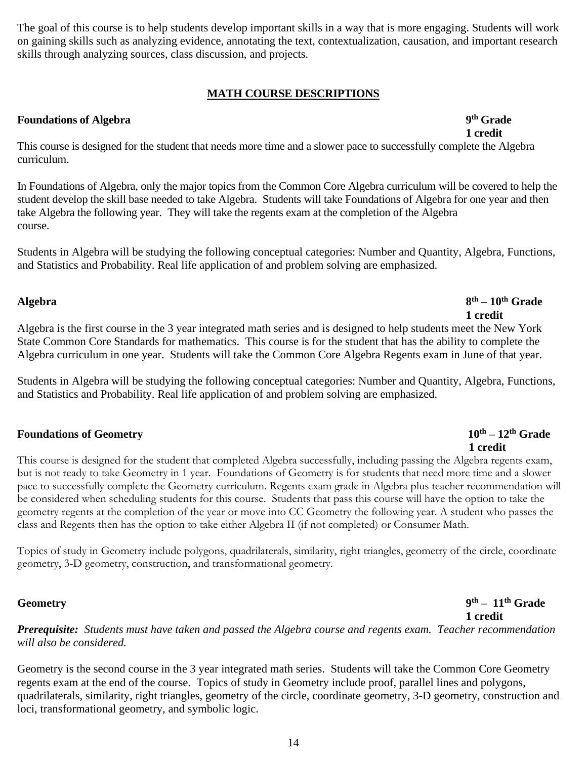The goal of this course is to help students develop important skills in a way that is more engaging. Students will work on gaining skills such as analyzing evidence, annotating the text, contextualization, causation, and important research skills through analyzing sources, class discussion, and projects.

## MATH COURSE DESCRIPTIONS

**Foundations of Algebra** — **9th Grade, 1 credit**

This course is designed for the student that needs more time and a slower pace to successfully complete the Algebra curriculum.

In Foundations of Algebra, only the major topics from the Common Core Algebra curriculum will be covered to help the student develop the skill base needed to take Algebra. Students will take Foundations of Algebra for one year and then take Algebra the following year. They will take the regents exam at the completion of the Algebra course.

Students in Algebra will be studying the following conceptual categories: Number and Quantity, Algebra, Functions, and Statistics and Probability. Real life application of and problem solving are emphasized.

**Algebra** — **8th – 10th Grade, 1 credit**

Algebra is the first course in the 3 year integrated math series and is designed to help students meet the New York State Common Core Standards for mathematics. This course is for the student that has the ability to complete the Algebra curriculum in one year. Students will take the Common Core Algebra Regents exam in June of that year.

Students in Algebra will be studying the following conceptual categories: Number and Quantity, Algebra, Functions, and Statistics and Probability. Real life application of and problem solving are emphasized.

**Foundations of Geometry** — **10th – 12th Grade, 1 credit**

This course is designed for the student that completed Algebra successfully, including passing the Algebra regents exam, but is not ready to take Geometry in 1 year. Foundations of Geometry is for students that need more time and a slower pace to successfully complete the Geometry curriculum. Regents exam grade in Algebra plus teacher recommendation will be considered when scheduling students for this course. Students that pass this course will have the option to take the geometry regents at the completion of the year or move into CC Geometry the following year. A student who passes the class and Regents then has the option to take either Algebra II (if not completed) or Consumer Math.

Topics of study in Geometry include polygons, quadrilaterals, similarity, right triangles, geometry of the circle, coordinate geometry, 3-D geometry, construction, and transformational geometry.

**Geometry** — **9th – 11th Grade, 1 credit**

***Prerequisite:*** *Students must have taken and passed the Algebra course and regents exam. Teacher recommendation will also be considered.*

Geometry is the second course in the 3 year integrated math series. Students will take the Common Core Geometry regents exam at the end of the course. Topics of study in Geometry include proof, parallel lines and polygons, quadrilaterals, similarity, right triangles, geometry of the circle, coordinate geometry, 3-D geometry, construction and loci, transformational geometry, and symbolic logic.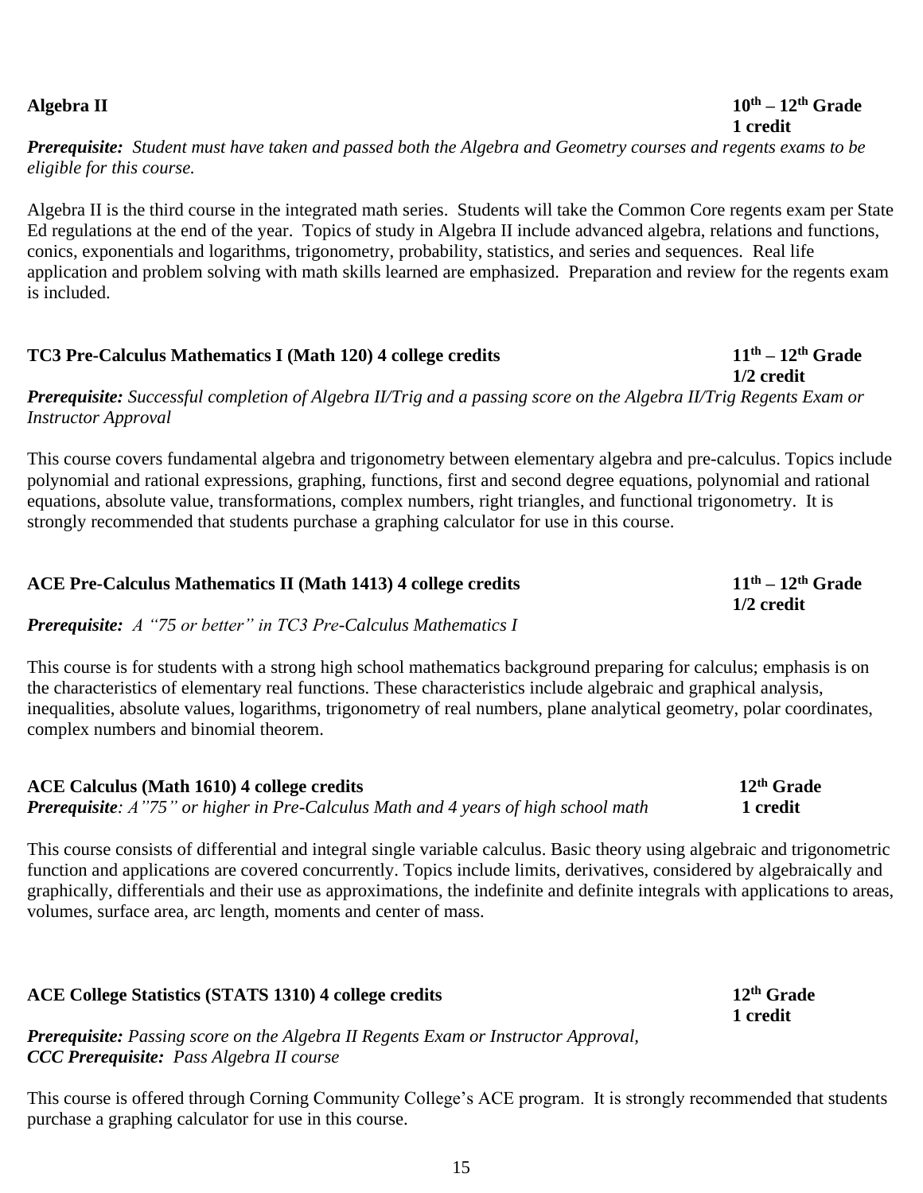### Algebra II

**$10^{th}$ – $12^{th}$ Grade**
**1 credit**

***Prerequisite:*** *Student must have taken and passed both the Algebra and Geometry courses and regents exams to be eligible for this course.*

Algebra II is the third course in the integrated math series. Students will take the Common Core regents exam per State Ed regulations at the end of the year. Topics of study in Algebra II include advanced algebra, relations and functions, conics, exponentials and logarithms, trigonometry, probability, statistics, and series and sequences. Real life application and problem solving with math skills learned are emphasized. Preparation and review for the regents exam is included.

### TC3 Pre-Calculus Mathematics I (Math 120) 4 college credits

**$11^{th}$ – $12^{th}$ Grade**
**1/2 credit**

***Prerequisite:*** *Successful completion of Algebra II/Trig and a passing score on the Algebra II/Trig Regents Exam or Instructor Approval*

This course covers fundamental algebra and trigonometry between elementary algebra and pre-calculus. Topics include polynomial and rational expressions, graphing, functions, first and second degree equations, polynomial and rational equations, absolute value, transformations, complex numbers, right triangles, and functional trigonometry. It is strongly recommended that students purchase a graphing calculator for use in this course.

### ACE Pre-Calculus Mathematics II (Math 1413) 4 college credits

**$11^{th}$ – $12^{th}$ Grade**
**1/2 credit**

***Prerequisite:*** *A "75 or better" in TC3 Pre-Calculus Mathematics I*

This course is for students with a strong high school mathematics background preparing for calculus; emphasis is on the characteristics of elementary real functions. These characteristics include algebraic and graphical analysis, inequalities, absolute values, logarithms, trigonometry of real numbers, plane analytical geometry, polar coordinates, complex numbers and binomial theorem.

### ACE Calculus (Math 1610) 4 college credits

**$12^{th}$ Grade**
**1 credit**

***Prerequisite****: A"75" or higher in Pre-Calculus Math and 4 years of high school math*

This course consists of differential and integral single variable calculus. Basic theory using algebraic and trigonometric function and applications are covered concurrently. Topics include limits, derivatives, considered by algebraically and graphically, differentials and their use as approximations, the indefinite and definite integrals with applications to areas, volumes, surface area, arc length, moments and center of mass.

### ACE College Statistics (STATS 1310) 4 college credits

**$12^{th}$ Grade**
**1 credit**

***Prerequisite:*** *Passing score on the Algebra II Regents Exam or Instructor Approval,*
***CCC Prerequisite:*** *Pass Algebra II course*

This course is offered through Corning Community College's ACE program. It is strongly recommended that students purchase a graphing calculator for use in this course.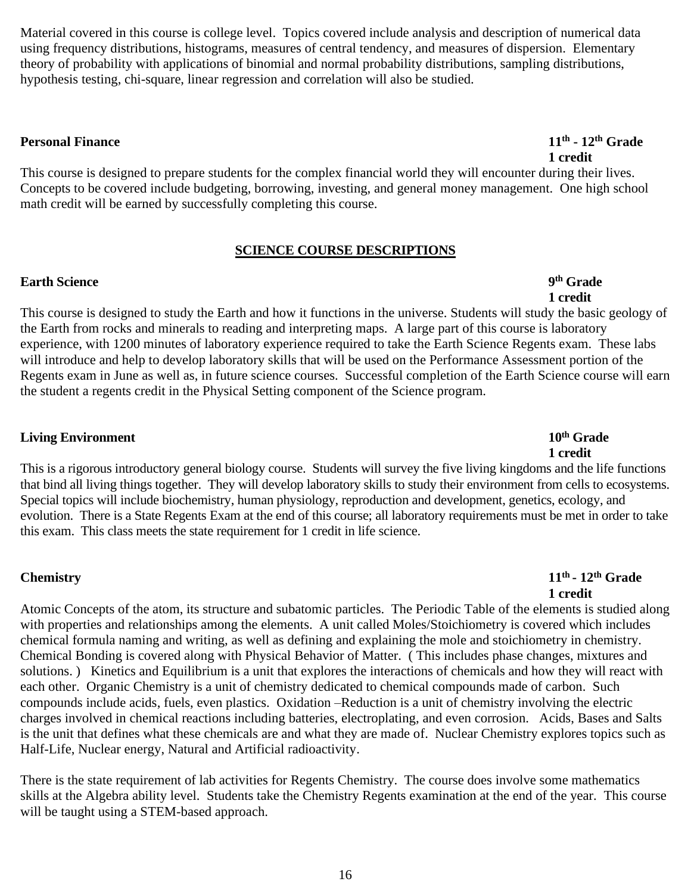Material covered in this course is college level. Topics covered include analysis and description of numerical data using frequency distributions, histograms, measures of central tendency, and measures of dispersion. Elementary theory of probability with applications of binomial and normal probability distributions, sampling distributions, hypothesis testing, chi-square, linear regression and correlation will also be studied.

**Personal Finance** — **11th - 12th Grade**, **1 credit**

This course is designed to prepare students for the complex financial world they will encounter during their lives. Concepts to be covered include budgeting, borrowing, investing, and general money management. One high school math credit will be earned by successfully completing this course.

## SCIENCE COURSE DESCRIPTIONS

**Earth Science** — **9th Grade**, **1 credit**

This course is designed to study the Earth and how it functions in the universe. Students will study the basic geology of the Earth from rocks and minerals to reading and interpreting maps. A large part of this course is laboratory experience, with 1200 minutes of laboratory experience required to take the Earth Science Regents exam. These labs will introduce and help to develop laboratory skills that will be used on the Performance Assessment portion of the Regents exam in June as well as, in future science courses. Successful completion of the Earth Science course will earn the student a regents credit in the Physical Setting component of the Science program.

**Living Environment** — **10th Grade**, **1 credit**

This is a rigorous introductory general biology course. Students will survey the five living kingdoms and the life functions that bind all living things together. They will develop laboratory skills to study their environment from cells to ecosystems. Special topics will include biochemistry, human physiology, reproduction and development, genetics, ecology, and evolution. There is a State Regents Exam at the end of this course; all laboratory requirements must be met in order to take this exam. This class meets the state requirement for 1 credit in life science.

**Chemistry** — **11th - 12th Grade**, **1 credit**

Atomic Concepts of the atom, its structure and subatomic particles. The Periodic Table of the elements is studied along with properties and relationships among the elements. A unit called Moles/Stoichiometry is covered which includes chemical formula naming and writing, as well as defining and explaining the mole and stoichiometry in chemistry. Chemical Bonding is covered along with Physical Behavior of Matter. ( This includes phase changes, mixtures and solutions. ) Kinetics and Equilibrium is a unit that explores the interactions of chemicals and how they will react with each other. Organic Chemistry is a unit of chemistry dedicated to chemical compounds made of carbon. Such compounds include acids, fuels, even plastics. Oxidation –Reduction is a unit of chemistry involving the electric charges involved in chemical reactions including batteries, electroplating, and even corrosion. Acids, Bases and Salts is the unit that defines what these chemicals are and what they are made of. Nuclear Chemistry explores topics such as Half-Life, Nuclear energy, Natural and Artificial radioactivity.

There is the state requirement of lab activities for Regents Chemistry. The course does involve some mathematics skills at the Algebra ability level. Students take the Chemistry Regents examination at the end of the year. This course will be taught using a STEM-based approach.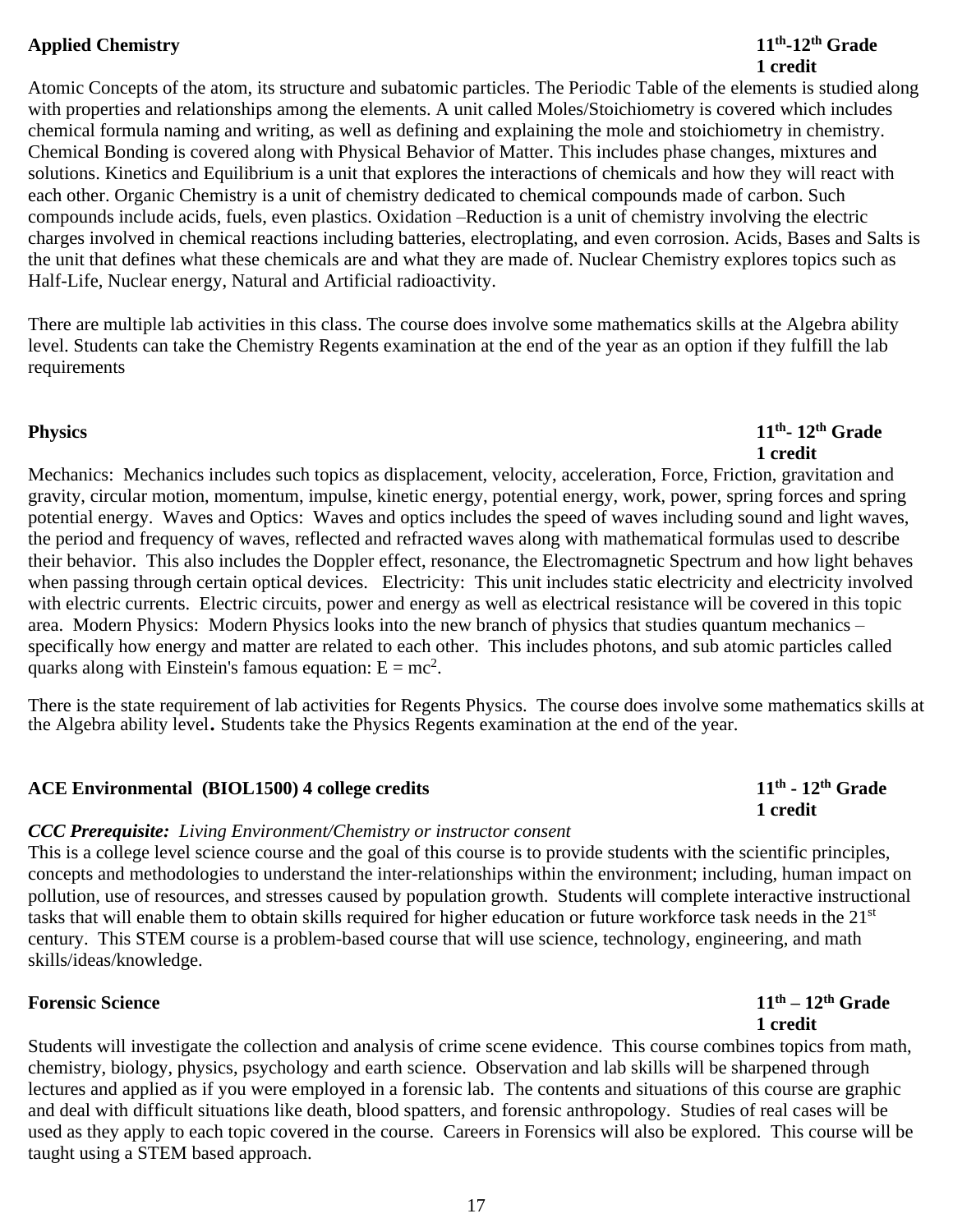**Applied Chemistry** **11th-12th Grade**
**1 credit**

Atomic Concepts of the atom, its structure and subatomic particles. The Periodic Table of the elements is studied along with properties and relationships among the elements. A unit called Moles/Stoichiometry is covered which includes chemical formula naming and writing, as well as defining and explaining the mole and stoichiometry in chemistry. Chemical Bonding is covered along with Physical Behavior of Matter. This includes phase changes, mixtures and solutions. Kinetics and Equilibrium is a unit that explores the interactions of chemicals and how they will react with each other. Organic Chemistry is a unit of chemistry dedicated to chemical compounds made of carbon. Such compounds include acids, fuels, even plastics. Oxidation –Reduction is a unit of chemistry involving the electric charges involved in chemical reactions including batteries, electroplating, and even corrosion. Acids, Bases and Salts is the unit that defines what these chemicals are and what they are made of. Nuclear Chemistry explores topics such as Half-Life, Nuclear energy, Natural and Artificial radioactivity.

There are multiple lab activities in this class. The course does involve some mathematics skills at the Algebra ability level. Students can take the Chemistry Regents examination at the end of the year as an option if they fulfill the lab requirements

**Physics** **11th- 12th Grade**
**1 credit**

Mechanics: Mechanics includes such topics as displacement, velocity, acceleration, Force, Friction, gravitation and gravity, circular motion, momentum, impulse, kinetic energy, potential energy, work, power, spring forces and spring potential energy. Waves and Optics: Waves and optics includes the speed of waves including sound and light waves, the period and frequency of waves, reflected and refracted waves along with mathematical formulas used to describe their behavior. This also includes the Doppler effect, resonance, the Electromagnetic Spectrum and how light behaves when passing through certain optical devices. Electricity: This unit includes static electricity and electricity involved with electric currents. Electric circuits, power and energy as well as electrical resistance will be covered in this topic area. Modern Physics: Modern Physics looks into the new branch of physics that studies quantum mechanics – specifically how energy and matter are related to each other. This includes photons, and sub atomic particles called quarks along with Einstein's famous equation: $E = mc^2$.

There is the state requirement of lab activities for Regents Physics. The course does involve some mathematics skills at the Algebra ability level**.** Students take the Physics Regents examination at the end of the year.

**ACE Environmental (BIOL1500) 4 college credits** **11th - 12th Grade**
**1 credit**

***CCC Prerequisite:*** *Living Environment/Chemistry or instructor consent*

This is a college level science course and the goal of this course is to provide students with the scientific principles, concepts and methodologies to understand the inter-relationships within the environment; including, human impact on pollution, use of resources, and stresses caused by population growth. Students will complete interactive instructional tasks that will enable them to obtain skills required for higher education or future workforce task needs in the 21st century. This STEM course is a problem-based course that will use science, technology, engineering, and math skills/ideas/knowledge.

**Forensic Science** **11th – 12th Grade**
**1 credit**

Students will investigate the collection and analysis of crime scene evidence. This course combines topics from math, chemistry, biology, physics, psychology and earth science. Observation and lab skills will be sharpened through lectures and applied as if you were employed in a forensic lab. The contents and situations of this course are graphic and deal with difficult situations like death, blood spatters, and forensic anthropology. Studies of real cases will be used as they apply to each topic covered in the course. Careers in Forensics will also be explored. This course will be taught using a STEM based approach.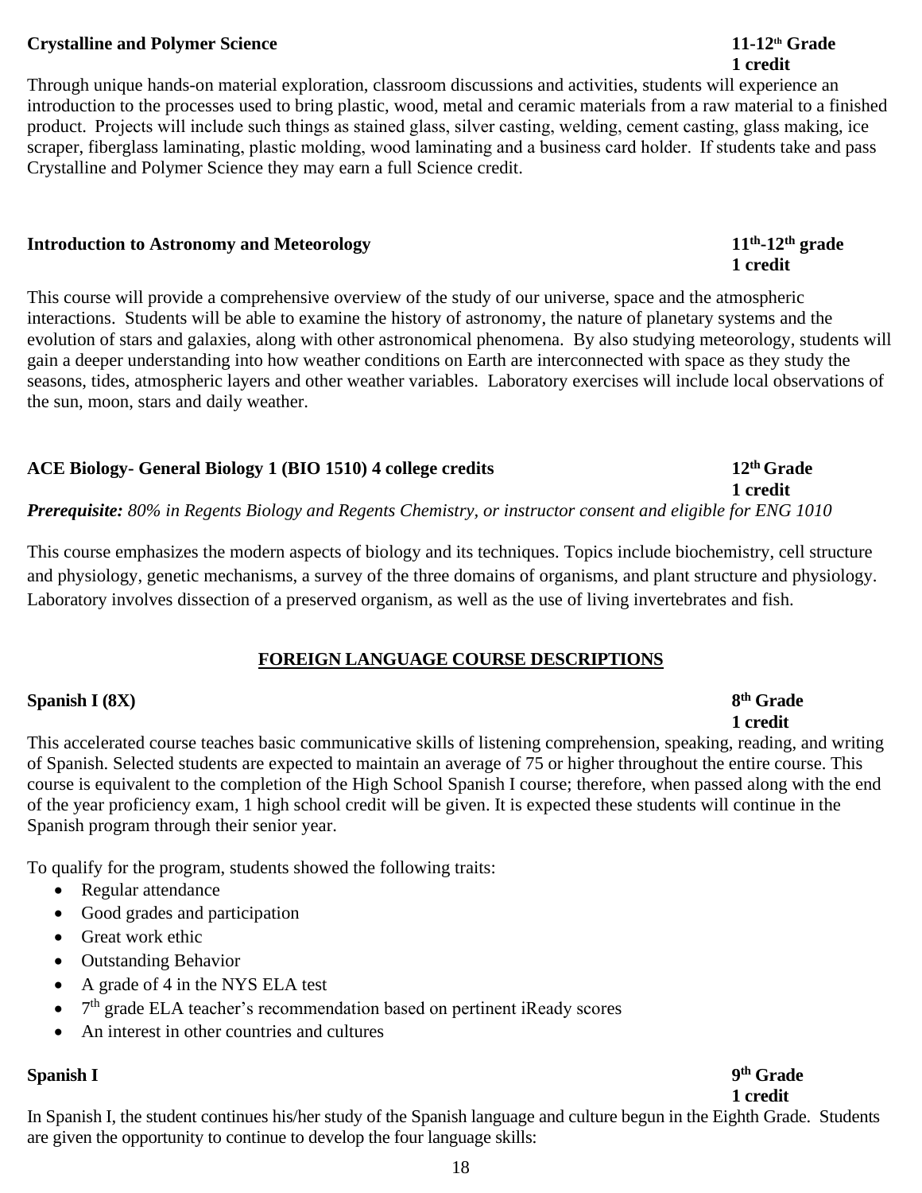**Crystalline and Polymer Science** **11-12th Grade**
**1 credit**

Through unique hands-on material exploration, classroom discussions and activities, students will experience an introduction to the processes used to bring plastic, wood, metal and ceramic materials from a raw material to a finished product. Projects will include such things as stained glass, silver casting, welding, cement casting, glass making, ice scraper, fiberglass laminating, plastic molding, wood laminating and a business card holder. If students take and pass Crystalline and Polymer Science they may earn a full Science credit.

**Introduction to Astronomy and Meteorology** **11th-12th grade**
**1 credit**

This course will provide a comprehensive overview of the study of our universe, space and the atmospheric interactions. Students will be able to examine the history of astronomy, the nature of planetary systems and the evolution of stars and galaxies, along with other astronomical phenomena. By also studying meteorology, students will gain a deeper understanding into how weather conditions on Earth are interconnected with space as they study the seasons, tides, atmospheric layers and other weather variables. Laboratory exercises will include local observations of the sun, moon, stars and daily weather.

**ACE Biology- General Biology 1 (BIO 1510) 4 college credits** **12th Grade**
**1 credit**

***Prerequisite:*** *80% in Regents Biology and Regents Chemistry, or instructor consent and eligible for ENG 1010*

This course emphasizes the modern aspects of biology and its techniques. Topics include biochemistry, cell structure and physiology, genetic mechanisms, a survey of the three domains of organisms, and plant structure and physiology. Laboratory involves dissection of a preserved organism, as well as the use of living invertebrates and fish.

## FOREIGN LANGUAGE COURSE DESCRIPTIONS

**Spanish I (8X)** **8th Grade**
**1 credit**

This accelerated course teaches basic communicative skills of listening comprehension, speaking, reading, and writing of Spanish. Selected students are expected to maintain an average of 75 or higher throughout the entire course. This course is equivalent to the completion of the High School Spanish I course; therefore, when passed along with the end of the year proficiency exam, 1 high school credit will be given. It is expected these students will continue in the Spanish program through their senior year.

To qualify for the program, students showed the following traits:

- Regular attendance
- Good grades and participation
- Great work ethic
- Outstanding Behavior
- A grade of 4 in the NYS ELA test
- 7th grade ELA teacher's recommendation based on pertinent iReady scores
- An interest in other countries and cultures

**Spanish I** **9th Grade**
**1 credit**

In Spanish I, the student continues his/her study of the Spanish language and culture begun in the Eighth Grade. Students are given the opportunity to continue to develop the four language skills: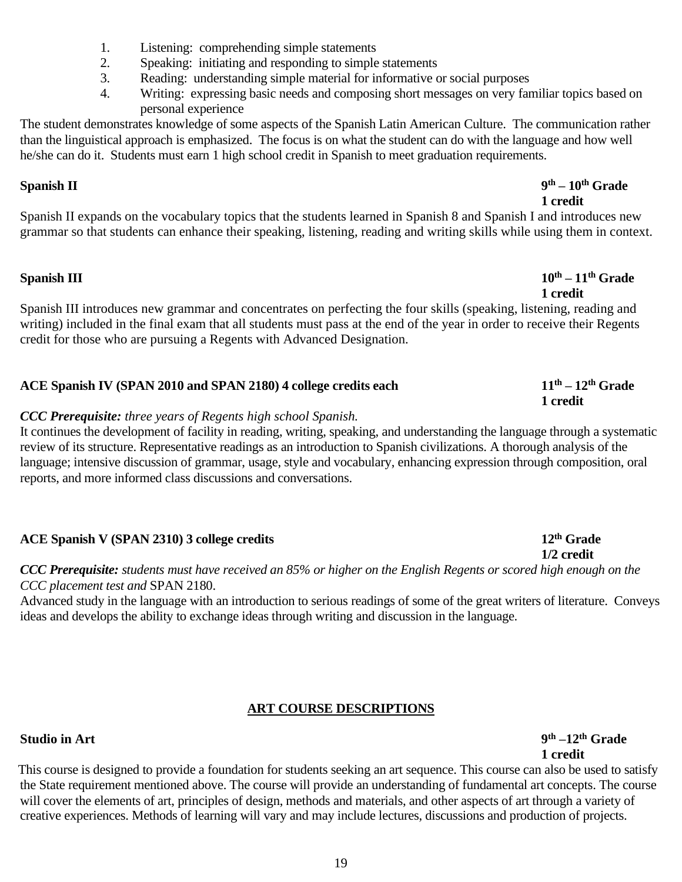1. Listening: comprehending simple statements
2. Speaking: initiating and responding to simple statements
3. Reading: understanding simple material for informative or social purposes
4. Writing: expressing basic needs and composing short messages on very familiar topics based on personal experience

The student demonstrates knowledge of some aspects of the Spanish Latin American Culture. The communication rather than the linguistical approach is emphasized. The focus is on what the student can do with the language and how well he/she can do it. Students must earn 1 high school credit in Spanish to meet graduation requirements.

**Spanish II** — **9th – 10th Grade**
**1 credit**

Spanish II expands on the vocabulary topics that the students learned in Spanish 8 and Spanish I and introduces new grammar so that students can enhance their speaking, listening, reading and writing skills while using them in context.

**Spanish III** — **10th – 11th Grade**
**1 credit**

Spanish III introduces new grammar and concentrates on perfecting the four skills (speaking, listening, reading and writing) included in the final exam that all students must pass at the end of the year in order to receive their Regents credit for those who are pursuing a Regents with Advanced Designation.

**ACE Spanish IV (SPAN 2010 and SPAN 2180) 4 college credits each** — **11th – 12th Grade**
**1 credit**

***CCC Prerequisite:*** *three years of Regents high school Spanish.*

It continues the development of facility in reading, writing, speaking, and understanding the language through a systematic review of its structure. Representative readings as an introduction to Spanish civilizations. A thorough analysis of the language; intensive discussion of grammar, usage, style and vocabulary, enhancing expression through composition, oral reports, and more informed class discussions and conversations.

**ACE Spanish V (SPAN 2310) 3 college credits** — **12th Grade**
**1/2 credit**

***CCC Prerequisite:*** *students must have received an 85% or higher on the English Regents or scored high enough on the CCC placement test and* SPAN 2180.

Advanced study in the language with an introduction to serious readings of some of the great writers of literature. Conveys ideas and develops the ability to exchange ideas through writing and discussion in the language.

## ART COURSE DESCRIPTIONS

**Studio in Art** — **9th –12th Grade**
**1 credit**

This course is designed to provide a foundation for students seeking an art sequence. This course can also be used to satisfy the State requirement mentioned above. The course will provide an understanding of fundamental art concepts. The course will cover the elements of art, principles of design, methods and materials, and other aspects of art through a variety of creative experiences. Methods of learning will vary and may include lectures, discussions and production of projects.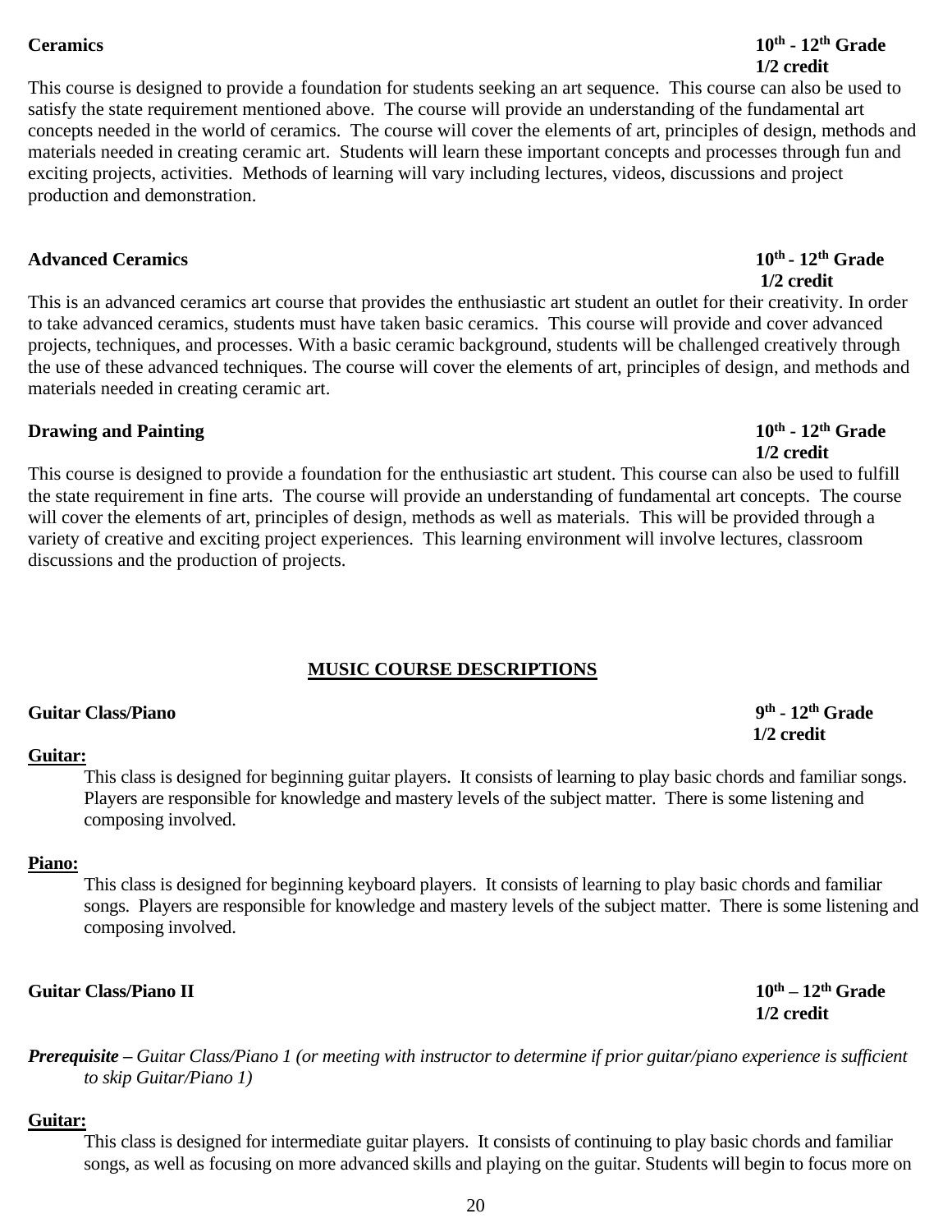**Ceramics** **10th - 12th Grade**
**1/2 credit**

This course is designed to provide a foundation for students seeking an art sequence. This course can also be used to satisfy the state requirement mentioned above. The course will provide an understanding of the fundamental art concepts needed in the world of ceramics. The course will cover the elements of art, principles of design, methods and materials needed in creating ceramic art. Students will learn these important concepts and processes through fun and exciting projects, activities. Methods of learning will vary including lectures, videos, discussions and project production and demonstration.

**Advanced Ceramics** **10th - 12th Grade**
**1/2 credit**

This is an advanced ceramics art course that provides the enthusiastic art student an outlet for their creativity. In order to take advanced ceramics, students must have taken basic ceramics. This course will provide and cover advanced projects, techniques, and processes. With a basic ceramic background, students will be challenged creatively through the use of these advanced techniques. The course will cover the elements of art, principles of design, and methods and materials needed in creating ceramic art.

**Drawing and Painting** **10th - 12th Grade**
**1/2 credit**

This course is designed to provide a foundation for the enthusiastic art student. This course can also be used to fulfill the state requirement in fine arts. The course will provide an understanding of fundamental art concepts. The course will cover the elements of art, principles of design, methods as well as materials. This will be provided through a variety of creative and exciting project experiences. This learning environment will involve lectures, classroom discussions and the production of projects.

## MUSIC COURSE DESCRIPTIONS

**Guitar Class/Piano** **9th - 12th Grade**
**1/2 credit**

**Guitar:**

This class is designed for beginning guitar players. It consists of learning to play basic chords and familiar songs. Players are responsible for knowledge and mastery levels of the subject matter. There is some listening and composing involved.

**Piano:**

This class is designed for beginning keyboard players. It consists of learning to play basic chords and familiar songs. Players are responsible for knowledge and mastery levels of the subject matter. There is some listening and composing involved.

**Guitar Class/Piano II** **10th – 12th Grade**
**1/2 credit**

***Prerequisite*** *– Guitar Class/Piano 1 (or meeting with instructor to determine if prior guitar/piano experience is sufficient to skip Guitar/Piano 1)*

**Guitar:**

This class is designed for intermediate guitar players. It consists of continuing to play basic chords and familiar songs, as well as focusing on more advanced skills and playing on the guitar. Students will begin to focus more on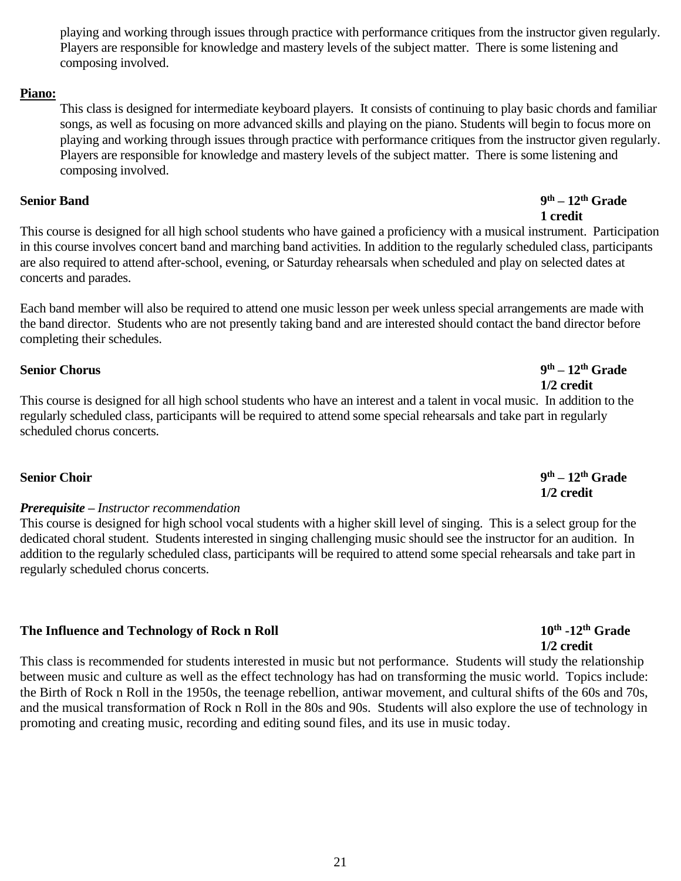playing and working through issues through practice with performance critiques from the instructor given regularly. Players are responsible for knowledge and mastery levels of the subject matter. There is some listening and composing involved.

**Piano:**

This class is designed for intermediate keyboard players. It consists of continuing to play basic chords and familiar songs, as well as focusing on more advanced skills and playing on the piano. Students will begin to focus more on playing and working through issues through practice with performance critiques from the instructor given regularly. Players are responsible for knowledge and mastery levels of the subject matter. There is some listening and composing involved.

**Senior Band** — **9th – 12th Grade**
**1 credit**

This course is designed for all high school students who have gained a proficiency with a musical instrument. Participation in this course involves concert band and marching band activities. In addition to the regularly scheduled class, participants are also required to attend after-school, evening, or Saturday rehearsals when scheduled and play on selected dates at concerts and parades.

Each band member will also be required to attend one music lesson per week unless special arrangements are made with the band director. Students who are not presently taking band and are interested should contact the band director before completing their schedules.

**Senior Chorus** — **9th – 12th Grade**
**1/2 credit**

This course is designed for all high school students who have an interest and a talent in vocal music. In addition to the regularly scheduled class, participants will be required to attend some special rehearsals and take part in regularly scheduled chorus concerts.

**Senior Choir** — **9th – 12th Grade**
**1/2 credit**

***Prerequisite*** *– Instructor recommendation*

This course is designed for high school vocal students with a higher skill level of singing. This is a select group for the dedicated choral student. Students interested in singing challenging music should see the instructor for an audition. In addition to the regularly scheduled class, participants will be required to attend some special rehearsals and take part in regularly scheduled chorus concerts.

**The Influence and Technology of Rock n Roll** — **10th -12th Grade**
**1/2 credit**

This class is recommended for students interested in music but not performance. Students will study the relationship between music and culture as well as the effect technology has had on transforming the music world. Topics include: the Birth of Rock n Roll in the 1950s, the teenage rebellion, antiwar movement, and cultural shifts of the 60s and 70s, and the musical transformation of Rock n Roll in the 80s and 90s. Students will also explore the use of technology in promoting and creating music, recording and editing sound files, and its use in music today.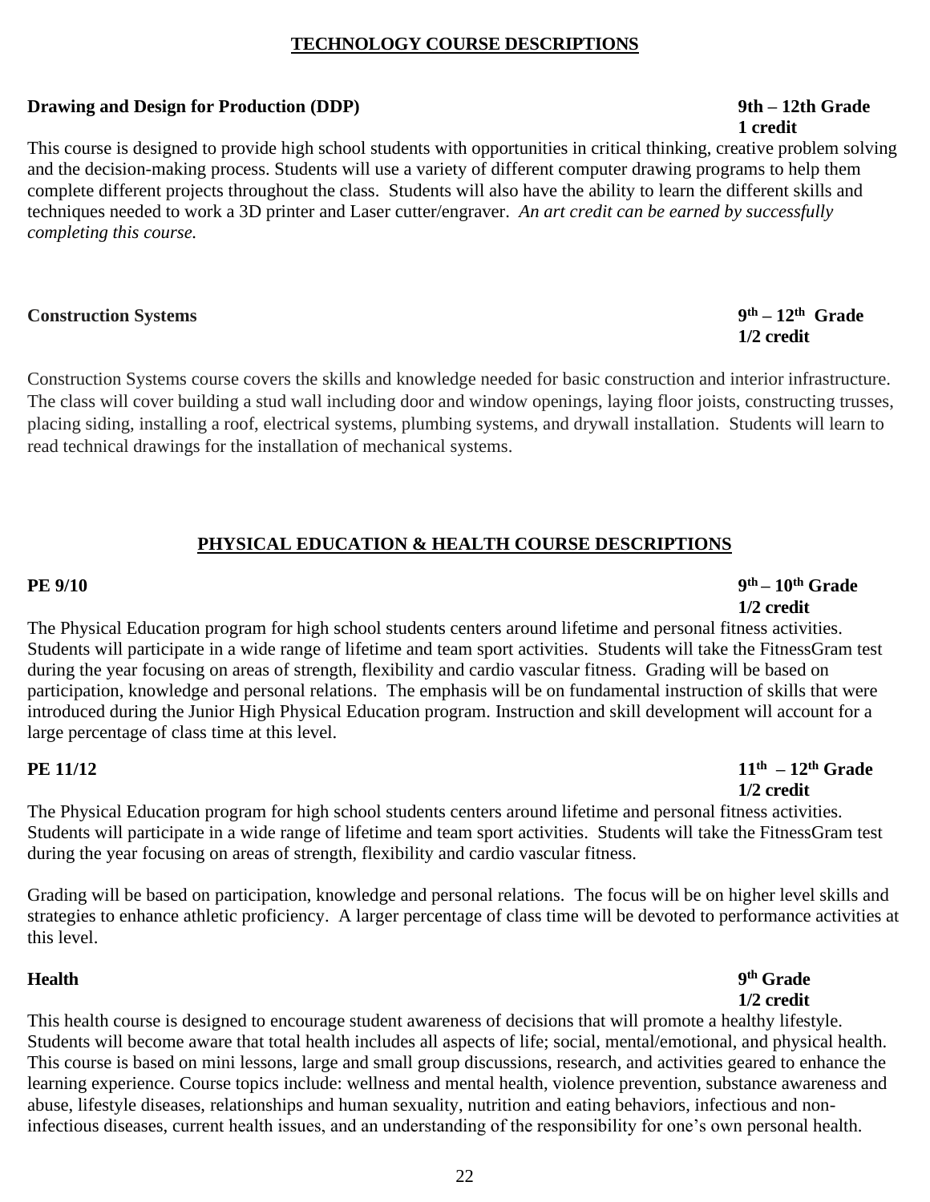## TECHNOLOGY COURSE DESCRIPTIONS

**Drawing and Design for Production (DDP)** **9th – 12th Grade**
**1 credit**

This course is designed to provide high school students with opportunities in critical thinking, creative problem solving and the decision-making process. Students will use a variety of different computer drawing programs to help them complete different projects throughout the class. Students will also have the ability to learn the different skills and techniques needed to work a 3D printer and Laser cutter/engraver. *An art credit can be earned by successfully completing this course.*

**Construction Systems** **9th – 12th Grade**
**1/2 credit**

Construction Systems course covers the skills and knowledge needed for basic construction and interior infrastructure. The class will cover building a stud wall including door and window openings, laying floor joists, constructing trusses, placing siding, installing a roof, electrical systems, plumbing systems, and drywall installation. Students will learn to read technical drawings for the installation of mechanical systems.

## PHYSICAL EDUCATION & HEALTH COURSE DESCRIPTIONS

**PE 9/10** **9th – 10th Grade**
**1/2 credit**

The Physical Education program for high school students centers around lifetime and personal fitness activities. Students will participate in a wide range of lifetime and team sport activities. Students will take the FitnessGram test during the year focusing on areas of strength, flexibility and cardio vascular fitness. Grading will be based on participation, knowledge and personal relations. The emphasis will be on fundamental instruction of skills that were introduced during the Junior High Physical Education program. Instruction and skill development will account for a large percentage of class time at this level.

**PE 11/12** **11th – 12th Grade**
**1/2 credit**

The Physical Education program for high school students centers around lifetime and personal fitness activities. Students will participate in a wide range of lifetime and team sport activities. Students will take the FitnessGram test during the year focusing on areas of strength, flexibility and cardio vascular fitness.

Grading will be based on participation, knowledge and personal relations. The focus will be on higher level skills and strategies to enhance athletic proficiency. A larger percentage of class time will be devoted to performance activities at this level.

**Health** **9th Grade**
**1/2 credit**

This health course is designed to encourage student awareness of decisions that will promote a healthy lifestyle. Students will become aware that total health includes all aspects of life; social, mental/emotional, and physical health. This course is based on mini lessons, large and small group discussions, research, and activities geared to enhance the learning experience. Course topics include: wellness and mental health, violence prevention, substance awareness and abuse, lifestyle diseases, relationships and human sexuality, nutrition and eating behaviors, infectious and non-infectious diseases, current health issues, and an understanding of the responsibility for one's own personal health.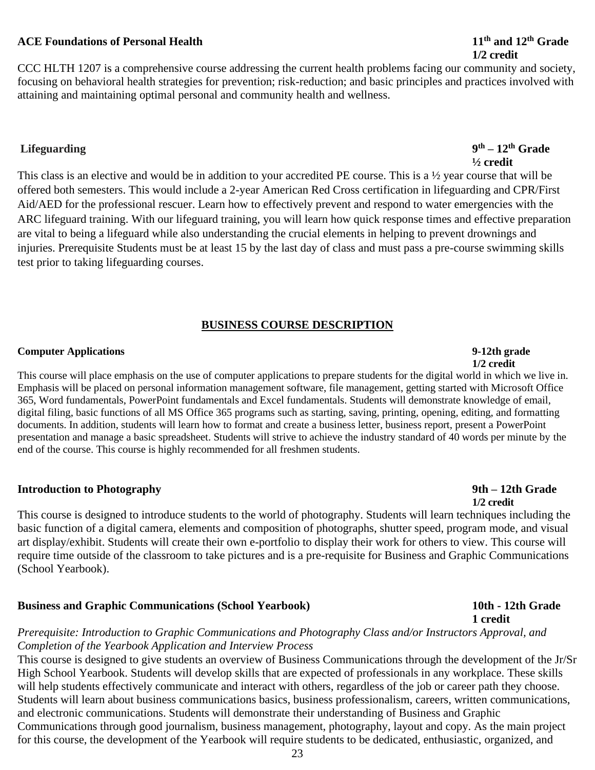**ACE Foundations of Personal Health** **11th and 12th Grade**
**1/2 credit**

CCC HLTH 1207 is a comprehensive course addressing the current health problems facing our community and society, focusing on behavioral health strategies for prevention; risk-reduction; and basic principles and practices involved with attaining and maintaining optimal personal and community health and wellness.

**Lifeguarding** **9th – 12th Grade**
**½ credit**

This class is an elective and would be in addition to your accredited PE course. This is a ½ year course that will be offered both semesters. This would include a 2-year American Red Cross certification in lifeguarding and CPR/First Aid/AED for the professional rescuer. Learn how to effectively prevent and respond to water emergencies with the ARC lifeguard training. With our lifeguard training, you will learn how quick response times and effective preparation are vital to being a lifeguard while also understanding the crucial elements in helping to prevent drownings and injuries. Prerequisite Students must be at least 15 by the last day of class and must pass a pre-course swimming skills test prior to taking lifeguarding courses.

## BUSINESS COURSE DESCRIPTION

**Computer Applications** **9-12th grade**
**1/2 credit**

This course will place emphasis on the use of computer applications to prepare students for the digital world in which we live in. Emphasis will be placed on personal information management software, file management, getting started with Microsoft Office 365, Word fundamentals, PowerPoint fundamentals and Excel fundamentals. Students will demonstrate knowledge of email, digital filing, basic functions of all MS Office 365 programs such as starting, saving, printing, opening, editing, and formatting documents. In addition, students will learn how to format and create a business letter, business report, present a PowerPoint presentation and manage a basic spreadsheet. Students will strive to achieve the industry standard of 40 words per minute by the end of the course. This course is highly recommended for all freshmen students.

**Introduction to Photography** **9th – 12th Grade**
**1/2 credit**

This course is designed to introduce students to the world of photography. Students will learn techniques including the basic function of a digital camera, elements and composition of photographs, shutter speed, program mode, and visual art display/exhibit. Students will create their own e-portfolio to display their work for others to view. This course will require time outside of the classroom to take pictures and is a pre-requisite for Business and Graphic Communications (School Yearbook).

**Business and Graphic Communications (School Yearbook)** **10th - 12th Grade**
**1 credit**

*Prerequisite: Introduction to Graphic Communications and Photography Class and/or Instructors Approval, and Completion of the Yearbook Application and Interview Process*

This course is designed to give students an overview of Business Communications through the development of the Jr/Sr High School Yearbook. Students will develop skills that are expected of professionals in any workplace. These skills will help students effectively communicate and interact with others, regardless of the job or career path they choose. Students will learn about business communications basics, business professionalism, careers, written communications, and electronic communications. Students will demonstrate their understanding of Business and Graphic Communications through good journalism, business management, photography, layout and copy. As the main project for this course, the development of the Yearbook will require students to be dedicated, enthusiastic, organized, and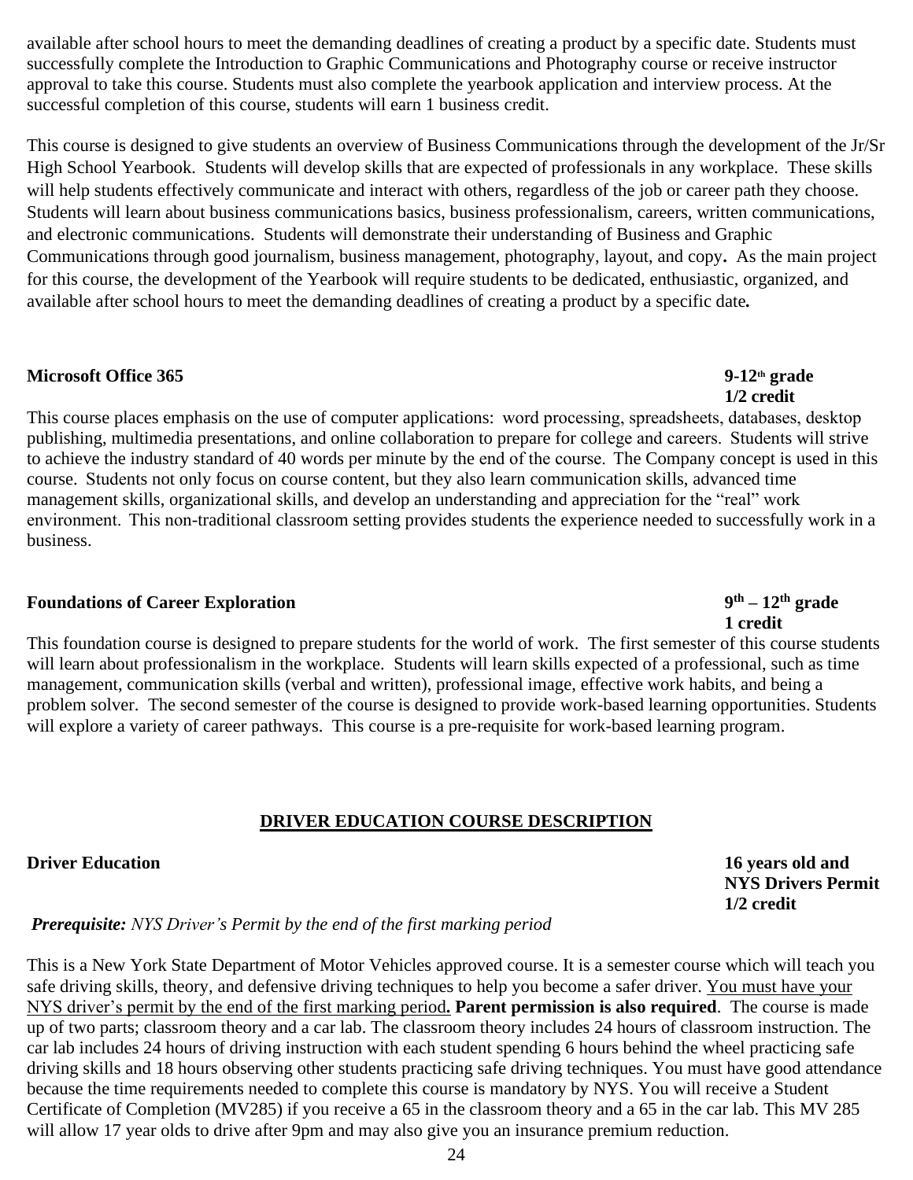available after school hours to meet the demanding deadlines of creating a product by a specific date. Students must successfully complete the Introduction to Graphic Communications and Photography course or receive instructor approval to take this course. Students must also complete the yearbook application and interview process. At the successful completion of this course, students will earn 1 business credit.

This course is designed to give students an overview of Business Communications through the development of the Jr/Sr High School Yearbook. Students will develop skills that are expected of professionals in any workplace. These skills will help students effectively communicate and interact with others, regardless of the job or career path they choose. Students will learn about business communications basics, business professionalism, careers, written communications, and electronic communications. Students will demonstrate their understanding of Business and Graphic Communications through good journalism, business management, photography, layout, and copy**.** As the main project for this course, the development of the Yearbook will require students to be dedicated, enthusiastic, organized, and available after school hours to meet the demanding deadlines of creating a product by a specific date**.**

**Microsoft Office 365** — **9-12th grade**, **1/2 credit**

This course places emphasis on the use of computer applications: word processing, spreadsheets, databases, desktop publishing, multimedia presentations, and online collaboration to prepare for college and careers. Students will strive to achieve the industry standard of 40 words per minute by the end of the course. The Company concept is used in this course. Students not only focus on course content, but they also learn communication skills, advanced time management skills, organizational skills, and develop an understanding and appreciation for the "real" work environment. This non-traditional classroom setting provides students the experience needed to successfully work in a business.

**Foundations of Career Exploration** — **9th – 12th grade**, **1 credit**

This foundation course is designed to prepare students for the world of work. The first semester of this course students will learn about professionalism in the workplace. Students will learn skills expected of a professional, such as time management, communication skills (verbal and written), professional image, effective work habits, and being a problem solver. The second semester of the course is designed to provide work-based learning opportunities. Students will explore a variety of career pathways. This course is a pre-requisite for work-based learning program.

## DRIVER EDUCATION COURSE DESCRIPTION

**Driver Education** — **16 years old and NYS Drivers Permit**, **1/2 credit**

***Prerequisite:*** *NYS Driver's Permit by the end of the first marking period*

This is a New York State Department of Motor Vehicles approved course. It is a semester course which will teach you safe driving skills, theory, and defensive driving techniques to help you become a safer driver. You must have your NYS driver's permit by the end of the first marking period**. Parent permission is also required**. The course is made up of two parts; classroom theory and a car lab. The classroom theory includes 24 hours of classroom instruction. The car lab includes 24 hours of driving instruction with each student spending 6 hours behind the wheel practicing safe driving skills and 18 hours observing other students practicing safe driving techniques. You must have good attendance because the time requirements needed to complete this course is mandatory by NYS. You will receive a Student Certificate of Completion (MV285) if you receive a 65 in the classroom theory and a 65 in the car lab. This MV 285 will allow 17 year olds to drive after 9pm and may also give you an insurance premium reduction.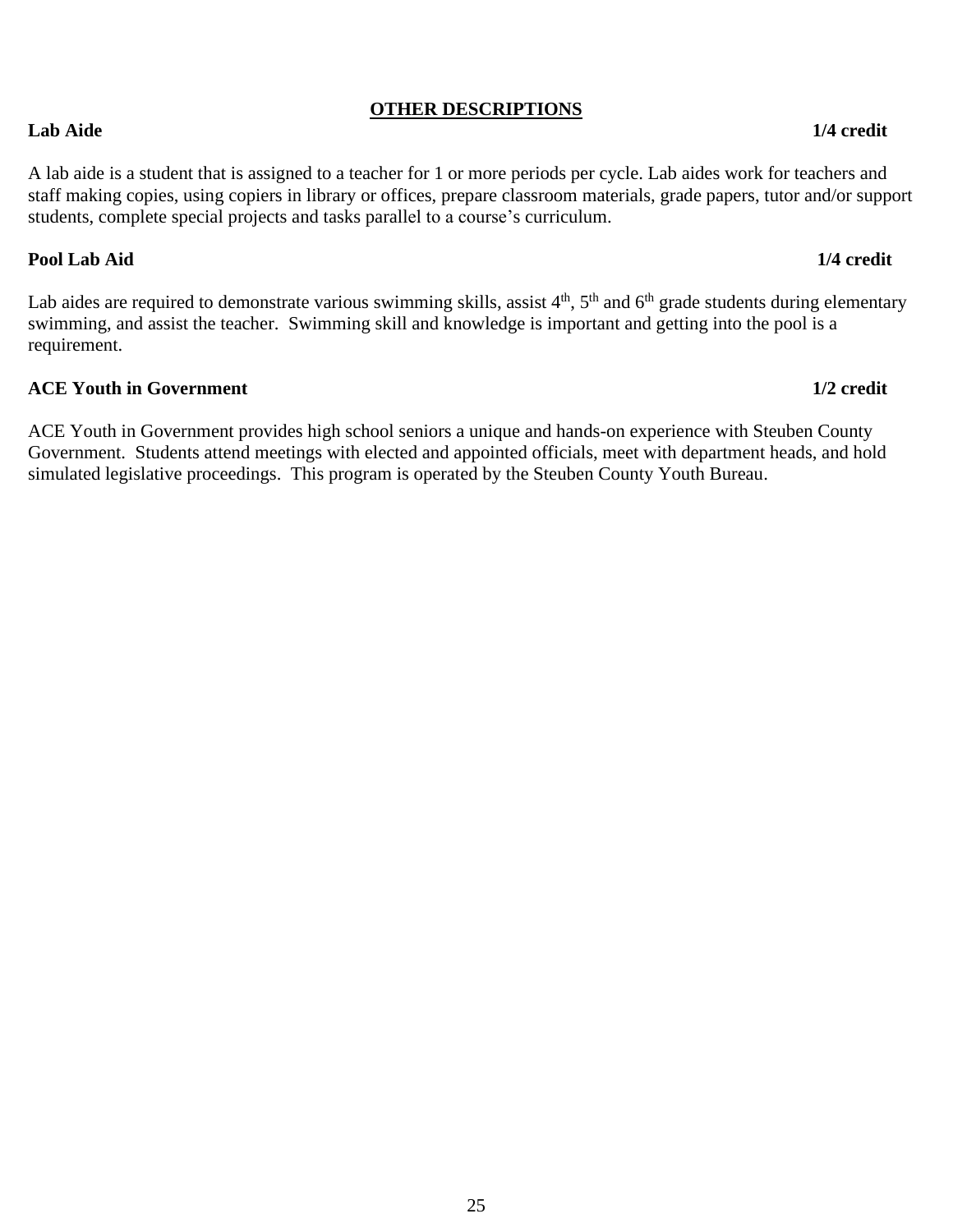## OTHER DESCRIPTIONS

**Lab Aide** **1/4 credit**

A lab aide is a student that is assigned to a teacher for 1 or more periods per cycle. Lab aides work for teachers and staff making copies, using copiers in library or offices, prepare classroom materials, grade papers, tutor and/or support students, complete special projects and tasks parallel to a course's curriculum.

**Pool Lab Aid** **1/4 credit**

Lab aides are required to demonstrate various swimming skills, assist 4th, 5th and 6th grade students during elementary swimming, and assist the teacher. Swimming skill and knowledge is important and getting into the pool is a requirement.

**ACE Youth in Government** **1/2 credit**

ACE Youth in Government provides high school seniors a unique and hands-on experience with Steuben County Government. Students attend meetings with elected and appointed officials, meet with department heads, and hold simulated legislative proceedings. This program is operated by the Steuben County Youth Bureau.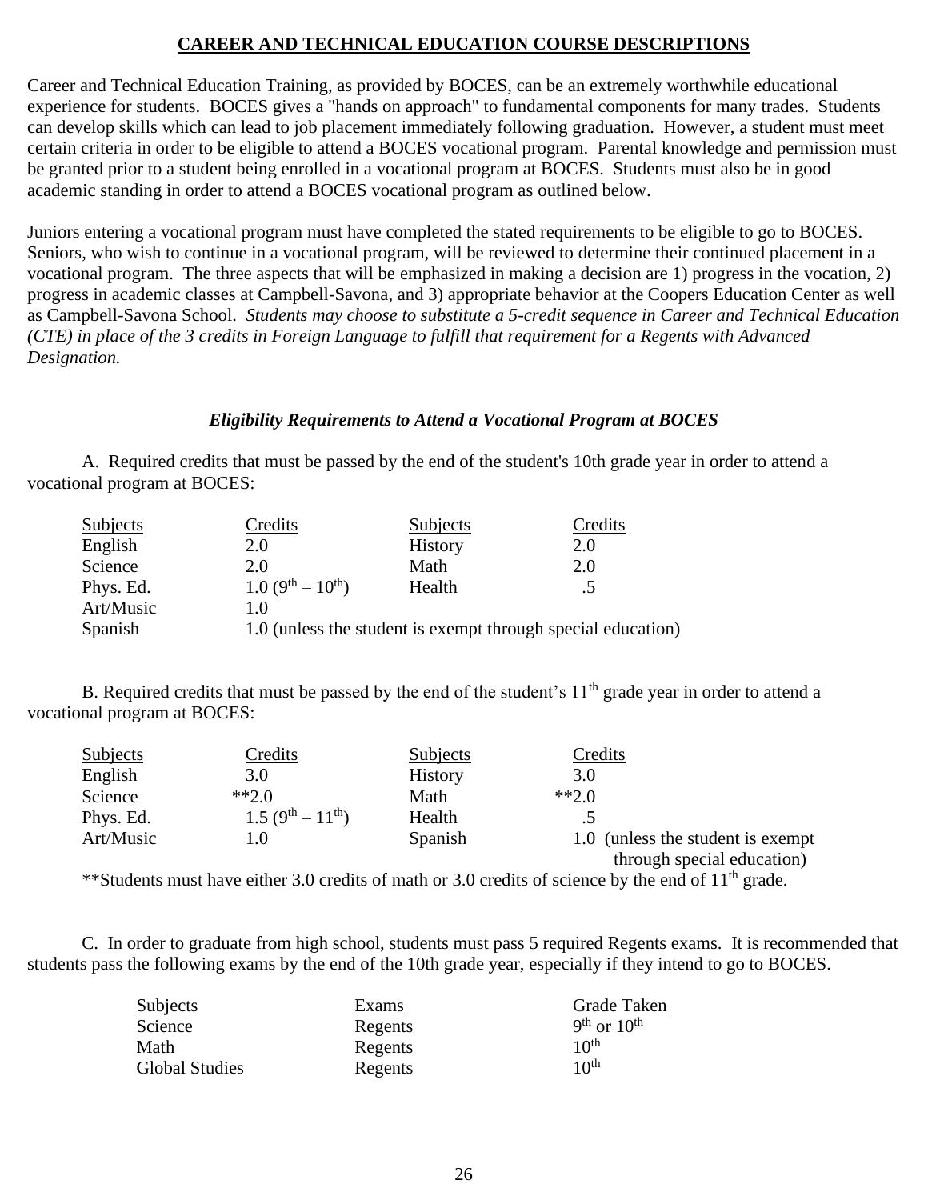## CAREER AND TECHNICAL EDUCATION COURSE DESCRIPTIONS

Career and Technical Education Training, as provided by BOCES, can be an extremely worthwhile educational experience for students. BOCES gives a "hands on approach" to fundamental components for many trades. Students can develop skills which can lead to job placement immediately following graduation. However, a student must meet certain criteria in order to be eligible to attend a BOCES vocational program. Parental knowledge and permission must be granted prior to a student being enrolled in a vocational program at BOCES. Students must also be in good academic standing in order to attend a BOCES vocational program as outlined below.

Juniors entering a vocational program must have completed the stated requirements to be eligible to go to BOCES. Seniors, who wish to continue in a vocational program, will be reviewed to determine their continued placement in a vocational program. The three aspects that will be emphasized in making a decision are 1) progress in the vocation, 2) progress in academic classes at Campbell-Savona, and 3) appropriate behavior at the Coopers Education Center as well as Campbell-Savona School. *Students may choose to substitute a 5-credit sequence in Career and Technical Education (CTE) in place of the 3 credits in Foreign Language to fulfill that requirement for a Regents with Advanced Designation.*

### *Eligibility Requirements to Attend a Vocational Program at BOCES*

A. Required credits that must be passed by the end of the student's 10th grade year in order to attend a vocational program at BOCES:

| Subjects | Credits | Subjects | Credits |
|---|---|---|---|
| English | 2.0 | History | 2.0 |
| Science | 2.0 | Math | 2.0 |
| Phys. Ed. | 1.0 (9th – 10th) | Health | .5 |
| Art/Music | 1.0 | | |
| Spanish | 1.0 (unless the student is exempt through special education) | | |

B. Required credits that must be passed by the end of the student's 11th grade year in order to attend a vocational program at BOCES:

| Subjects | Credits | Subjects | Credits |
|---|---|---|---|
| English | 3.0 | History | 3.0 |
| Science | **2.0 | Math | **2.0 |
| Phys. Ed. | 1.5 (9th – 11th) | Health | .5 |
| Art/Music | 1.0 | Spanish | 1.0 (unless the student is exempt through special education) |

**Students must have either 3.0 credits of math or 3.0 credits of science by the end of 11th grade.

C. In order to graduate from high school, students must pass 5 required Regents exams. It is recommended that students pass the following exams by the end of the 10th grade year, especially if they intend to go to BOCES.

| Subjects | Exams | Grade Taken |
|---|---|---|
| Science | Regents | 9th or 10th |
| Math | Regents | 10th |
| Global Studies | Regents | 10th |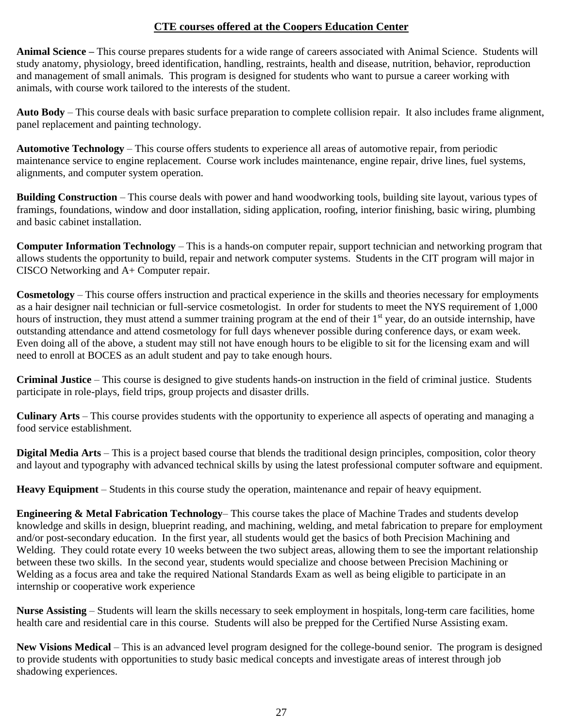## CTE courses offered at the Coopers Education Center

**Animal Science –** This course prepares students for a wide range of careers associated with Animal Science. Students will study anatomy, physiology, breed identification, handling, restraints, health and disease, nutrition, behavior, reproduction and management of small animals. This program is designed for students who want to pursue a career working with animals, with course work tailored to the interests of the student.

**Auto Body** – This course deals with basic surface preparation to complete collision repair. It also includes frame alignment, panel replacement and painting technology.

**Automotive Technology** – This course offers students to experience all areas of automotive repair, from periodic maintenance service to engine replacement. Course work includes maintenance, engine repair, drive lines, fuel systems, alignments, and computer system operation.

**Building Construction** – This course deals with power and hand woodworking tools, building site layout, various types of framings, foundations, window and door installation, siding application, roofing, interior finishing, basic wiring, plumbing and basic cabinet installation.

**Computer Information Technology** – This is a hands-on computer repair, support technician and networking program that allows students the opportunity to build, repair and network computer systems. Students in the CIT program will major in CISCO Networking and A+ Computer repair.

**Cosmetology** – This course offers instruction and practical experience in the skills and theories necessary for employments as a hair designer nail technician or full-service cosmetologist. In order for students to meet the NYS requirement of 1,000 hours of instruction, they must attend a summer training program at the end of their 1st year, do an outside internship, have outstanding attendance and attend cosmetology for full days whenever possible during conference days, or exam week. Even doing all of the above, a student may still not have enough hours to be eligible to sit for the licensing exam and will need to enroll at BOCES as an adult student and pay to take enough hours.

**Criminal Justice** – This course is designed to give students hands-on instruction in the field of criminal justice. Students participate in role-plays, field trips, group projects and disaster drills.

**Culinary Arts** – This course provides students with the opportunity to experience all aspects of operating and managing a food service establishment.

**Digital Media Arts** – This is a project based course that blends the traditional design principles, composition, color theory and layout and typography with advanced technical skills by using the latest professional computer software and equipment.

**Heavy Equipment** – Students in this course study the operation, maintenance and repair of heavy equipment.

**Engineering & Metal Fabrication Technology**– This course takes the place of Machine Trades and students develop knowledge and skills in design, blueprint reading, and machining, welding, and metal fabrication to prepare for employment and/or post-secondary education. In the first year, all students would get the basics of both Precision Machining and Welding. They could rotate every 10 weeks between the two subject areas, allowing them to see the important relationship between these two skills. In the second year, students would specialize and choose between Precision Machining or Welding as a focus area and take the required National Standards Exam as well as being eligible to participate in an internship or cooperative work experience

**Nurse Assisting** – Students will learn the skills necessary to seek employment in hospitals, long-term care facilities, home health care and residential care in this course. Students will also be prepped for the Certified Nurse Assisting exam.

**New Visions Medical** – This is an advanced level program designed for the college-bound senior. The program is designed to provide students with opportunities to study basic medical concepts and investigate areas of interest through job shadowing experiences.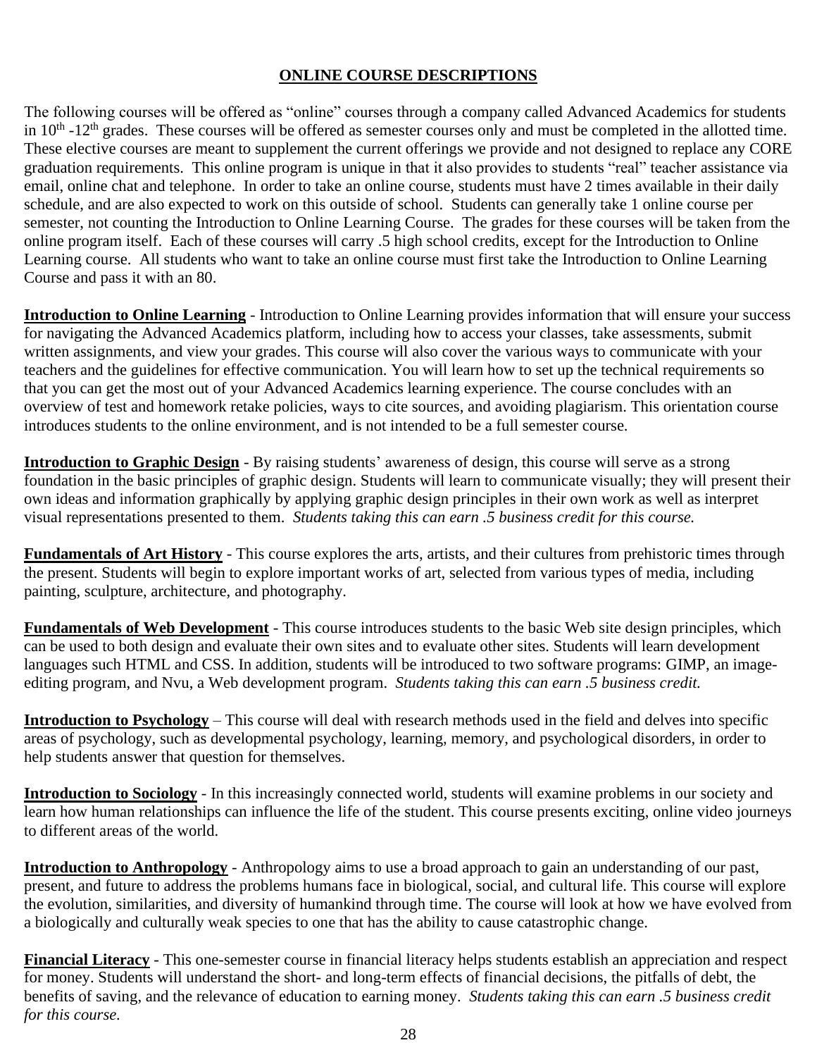## ONLINE COURSE DESCRIPTIONS

The following courses will be offered as "online" courses through a company called Advanced Academics for students in 10th -12th grades. These courses will be offered as semester courses only and must be completed in the allotted time. These elective courses are meant to supplement the current offerings we provide and not designed to replace any CORE graduation requirements. This online program is unique in that it also provides to students "real" teacher assistance via email, online chat and telephone. In order to take an online course, students must have 2 times available in their daily schedule, and are also expected to work on this outside of school. Students can generally take 1 online course per semester, not counting the Introduction to Online Learning Course. The grades for these courses will be taken from the online program itself. Each of these courses will carry .5 high school credits, except for the Introduction to Online Learning course. All students who want to take an online course must first take the Introduction to Online Learning Course and pass it with an 80.

**Introduction to Online Learning** - Introduction to Online Learning provides information that will ensure your success for navigating the Advanced Academics platform, including how to access your classes, take assessments, submit written assignments, and view your grades. This course will also cover the various ways to communicate with your teachers and the guidelines for effective communication. You will learn how to set up the technical requirements so that you can get the most out of your Advanced Academics learning experience. The course concludes with an overview of test and homework retake policies, ways to cite sources, and avoiding plagiarism. This orientation course introduces students to the online environment, and is not intended to be a full semester course.

**Introduction to Graphic Design** - By raising students' awareness of design, this course will serve as a strong foundation in the basic principles of graphic design. Students will learn to communicate visually; they will present their own ideas and information graphically by applying graphic design principles in their own work as well as interpret visual representations presented to them. *Students taking this can earn .5 business credit for this course.*

**Fundamentals of Art History** - This course explores the arts, artists, and their cultures from prehistoric times through the present. Students will begin to explore important works of art, selected from various types of media, including painting, sculpture, architecture, and photography.

**Fundamentals of Web Development** - This course introduces students to the basic Web site design principles, which can be used to both design and evaluate their own sites and to evaluate other sites. Students will learn development languages such HTML and CSS. In addition, students will be introduced to two software programs: GIMP, an image-editing program, and Nvu, a Web development program. *Students taking this can earn .5 business credit.*

**Introduction to Psychology** – This course will deal with research methods used in the field and delves into specific areas of psychology, such as developmental psychology, learning, memory, and psychological disorders, in order to help students answer that question for themselves.

**Introduction to Sociology** - In this increasingly connected world, students will examine problems in our society and learn how human relationships can influence the life of the student. This course presents exciting, online video journeys to different areas of the world.

**Introduction to Anthropology** - Anthropology aims to use a broad approach to gain an understanding of our past, present, and future to address the problems humans face in biological, social, and cultural life. This course will explore the evolution, similarities, and diversity of humankind through time. The course will look at how we have evolved from a biologically and culturally weak species to one that has the ability to cause catastrophic change.

**Financial Literacy** - This one-semester course in financial literacy helps students establish an appreciation and respect for money. Students will understand the short- and long-term effects of financial decisions, the pitfalls of debt, the benefits of saving, and the relevance of education to earning money. *Students taking this can earn .5 business credit for this course.*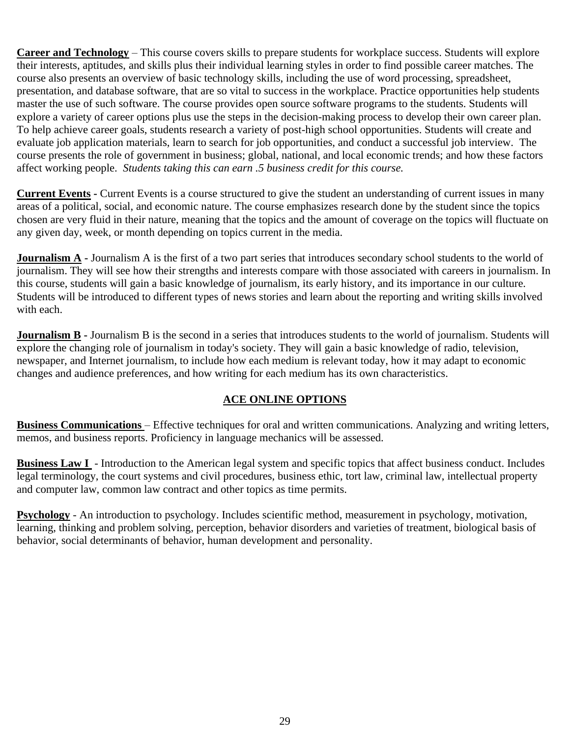**Career and Technology** – This course covers skills to prepare students for workplace success. Students will explore their interests, aptitudes, and skills plus their individual learning styles in order to find possible career matches. The course also presents an overview of basic technology skills, including the use of word processing, spreadsheet, presentation, and database software, that are so vital to success in the workplace. Practice opportunities help students master the use of such software. The course provides open source software programs to the students. Students will explore a variety of career options plus use the steps in the decision-making process to develop their own career plan. To help achieve career goals, students research a variety of post-high school opportunities. Students will create and evaluate job application materials, learn to search for job opportunities, and conduct a successful job interview. The course presents the role of government in business; global, national, and local economic trends; and how these factors affect working people. *Students taking this can earn .5 business credit for this course.*

**Current Events -** Current Events is a course structured to give the student an understanding of current issues in many areas of a political, social, and economic nature. The course emphasizes research done by the student since the topics chosen are very fluid in their nature, meaning that the topics and the amount of coverage on the topics will fluctuate on any given day, week, or month depending on topics current in the media.

**Journalism A -** Journalism A is the first of a two part series that introduces secondary school students to the world of journalism. They will see how their strengths and interests compare with those associated with careers in journalism. In this course, students will gain a basic knowledge of journalism, its early history, and its importance in our culture. Students will be introduced to different types of news stories and learn about the reporting and writing skills involved with each.

**Journalism B -** Journalism B is the second in a series that introduces students to the world of journalism. Students will explore the changing role of journalism in today's society. They will gain a basic knowledge of radio, television, newspaper, and Internet journalism, to include how each medium is relevant today, how it may adapt to economic changes and audience preferences, and how writing for each medium has its own characteristics.

## ACE ONLINE OPTIONS

**Business Communications** – Effective techniques for oral and written communications. Analyzing and writing letters, memos, and business reports. Proficiency in language mechanics will be assessed.

**Business Law I -** Introduction to the American legal system and specific topics that affect business conduct. Includes legal terminology, the court systems and civil procedures, business ethic, tort law, criminal law, intellectual property and computer law, common law contract and other topics as time permits.

**Psychology -** An introduction to psychology. Includes scientific method, measurement in psychology, motivation, learning, thinking and problem solving, perception, behavior disorders and varieties of treatment, biological basis of behavior, social determinants of behavior, human development and personality.